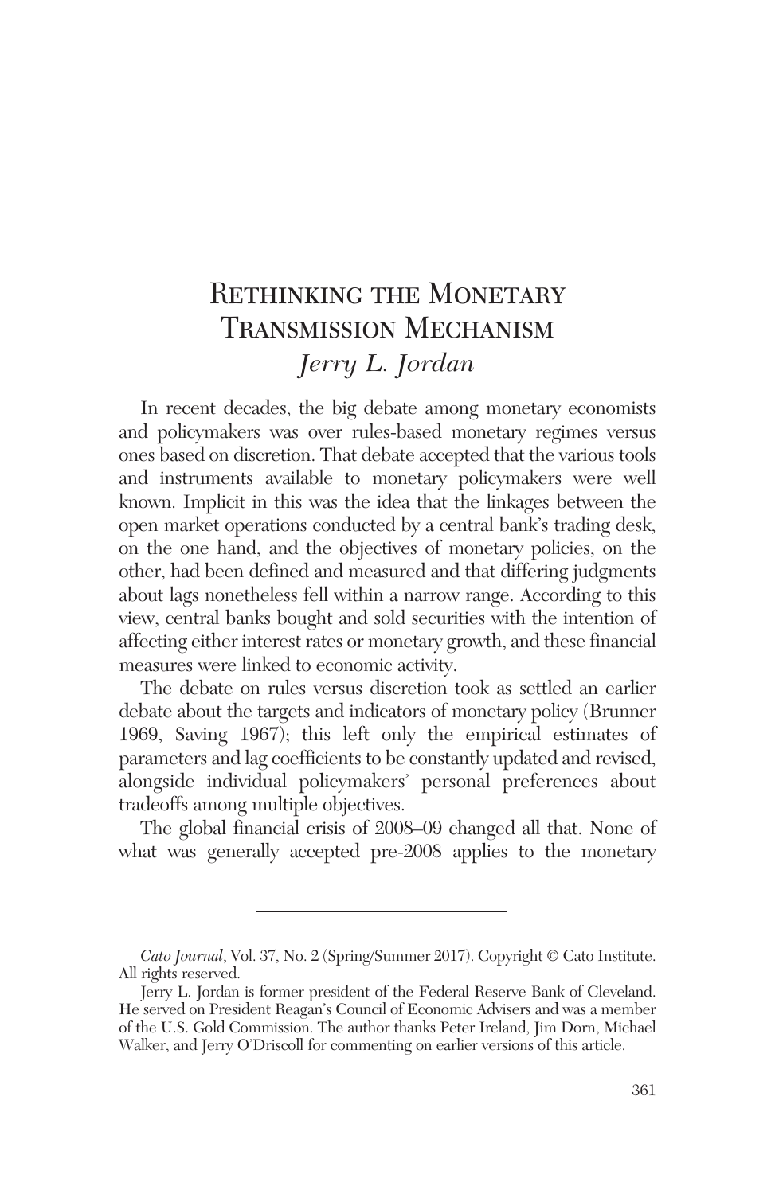# Rethinking the Monetary Transmission Mechanism

*Jerry L. Jordan*

In recent decades, the big debate among monetary economists and policymakers was over rules-based monetary regimes versus ones based on discretion. That debate accepted that the various tools and instruments available to monetary policymakers were well known. Implicit in this was the idea that the linkages between the open market operations conducted by a central bank's trading desk, on the one hand, and the objectives of monetary policies, on the other, had been defined and measured and that differing judgments about lags nonetheless fell within a narrow range. According to this view, central banks bought and sold securities with the intention of affecting either interest rates or monetary growth, and these financial measures were linked to economic activity.

The debate on rules versus discretion took as settled an earlier debate about the targets and indicators of monetary policy (Brunner 1969, Saving 1967); this left only the empirical estimates of parameters and lag coefficients to be constantly updated and revised, alongside individual policymakers' personal preferences about tradeoffs among multiple objectives.

The global financial crisis of 2008–09 changed all that. None of what was generally accepted pre-2008 applies to the monetary

---

*Cato Journal*, Vol. 37, No. 2 (Spring/Summer 2017). Copyright © Cato Institute. All rights reserved.

Jerry L. Jordan is former president of the Federal Reserve Bank of Cleveland. He served on President Reagan's Council of Economic Advisers and was a member of the U.S. Gold Commission. The author thanks Peter Ireland, Jim Dorn, Michael Walker, and Jerry O'Driscoll for commenting on earlier versions of this article.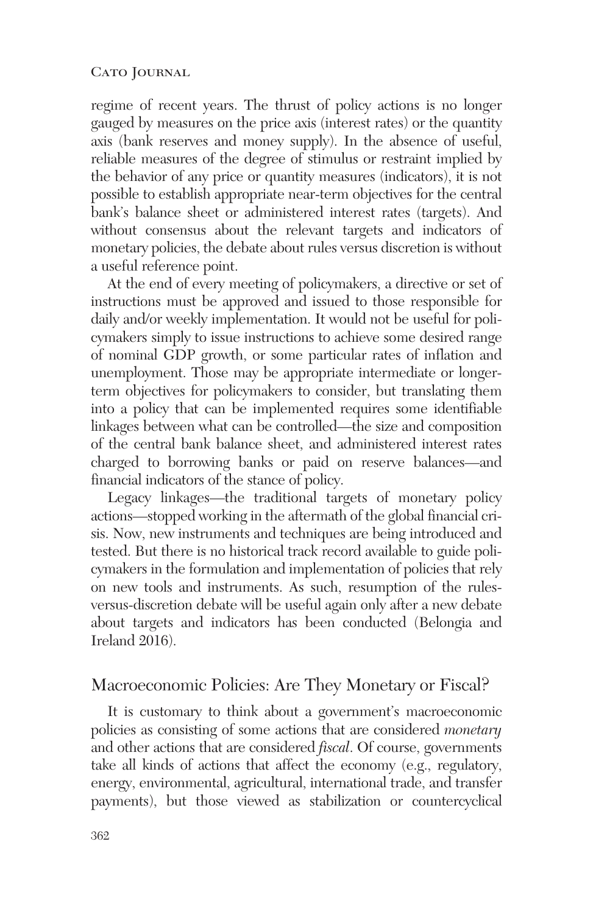regime of recent years. The thrust of policy actions is no longer gauged by measures on the price axis (interest rates) or the quantity axis (bank reserves and money supply). In the absence of useful, reliable measures of the degree of stimulus or restraint implied by the behavior of any price or quantity measures (indicators), it is not possible to establish appropriate near-term objectives for the central bank's balance sheet or administered interest rates (targets). And without consensus about the relevant targets and indicators of monetary policies, the debate about rules versus discretion is without a useful reference point.

At the end of every meeting of policymakers, a directive or set of instructions must be approved and issued to those responsible for daily and/or weekly implementation. It would not be useful for policymakers simply to issue instructions to achieve some desired range of nominal GDP growth, or some particular rates of inflation and unemployment. Those may be appropriate intermediate or longer-term objectives for policymakers to consider, but translating them into a policy that can be implemented requires some identifiable linkages between what can be controlled—the size and composition of the central bank balance sheet, and administered interest rates charged to borrowing banks or paid on reserve balances—and financial indicators of the stance of policy.

Legacy linkages—the traditional targets of monetary policy actions—stopped working in the aftermath of the global financial crisis. Now, new instruments and techniques are being introduced and tested. But there is no historical track record available to guide policymakers in the formulation and implementation of policies that rely on new tools and instruments. As such, resumption of the rules-versus-discretion debate will be useful again only after a new debate about targets and indicators has been conducted (Belongia and Ireland 2016).

## Macroeconomic Policies: Are They Monetary or Fiscal?

It is customary to think about a government's macroeconomic policies as consisting of some actions that are considered *monetary* and other actions that are considered *fiscal*. Of course, governments take all kinds of actions that affect the economy (e.g., regulatory, energy, environmental, agricultural, international trade, and transfer payments), but those viewed as stabilization or countercyclical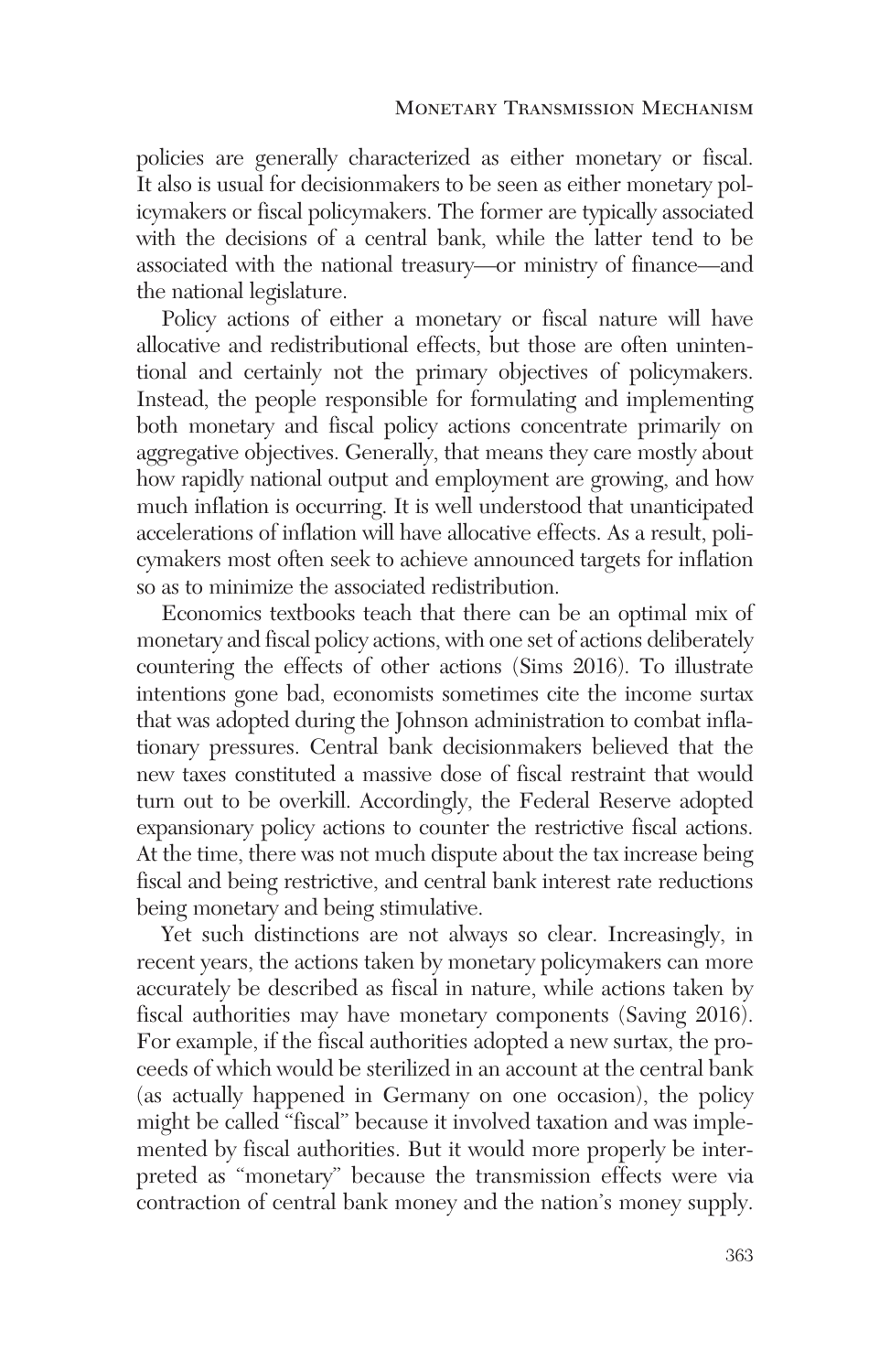policies are generally characterized as either monetary or fiscal. It also is usual for decisionmakers to be seen as either monetary policymakers or fiscal policymakers. The former are typically associated with the decisions of a central bank, while the latter tend to be associated with the national treasury—or ministry of finance—and the national legislature.

Policy actions of either a monetary or fiscal nature will have allocative and redistributional effects, but those are often unintentional and certainly not the primary objectives of policymakers. Instead, the people responsible for formulating and implementing both monetary and fiscal policy actions concentrate primarily on aggregative objectives. Generally, that means they care mostly about how rapidly national output and employment are growing, and how much inflation is occurring. It is well understood that unanticipated accelerations of inflation will have allocative effects. As a result, policymakers most often seek to achieve announced targets for inflation so as to minimize the associated redistribution.

Economics textbooks teach that there can be an optimal mix of monetary and fiscal policy actions, with one set of actions deliberately countering the effects of other actions (Sims 2016). To illustrate intentions gone bad, economists sometimes cite the income surtax that was adopted during the Johnson administration to combat inflationary pressures. Central bank decisionmakers believed that the new taxes constituted a massive dose of fiscal restraint that would turn out to be overkill. Accordingly, the Federal Reserve adopted expansionary policy actions to counter the restrictive fiscal actions. At the time, there was not much dispute about the tax increase being fiscal and being restrictive, and central bank interest rate reductions being monetary and being stimulative.

Yet such distinctions are not always so clear. Increasingly, in recent years, the actions taken by monetary policymakers can more accurately be described as fiscal in nature, while actions taken by fiscal authorities may have monetary components (Saving 2016). For example, if the fiscal authorities adopted a new surtax, the proceeds of which would be sterilized in an account at the central bank (as actually happened in Germany on one occasion), the policy might be called "fiscal" because it involved taxation and was implemented by fiscal authorities. But it would more properly be interpreted as "monetary" because the transmission effects were via contraction of central bank money and the nation's money supply.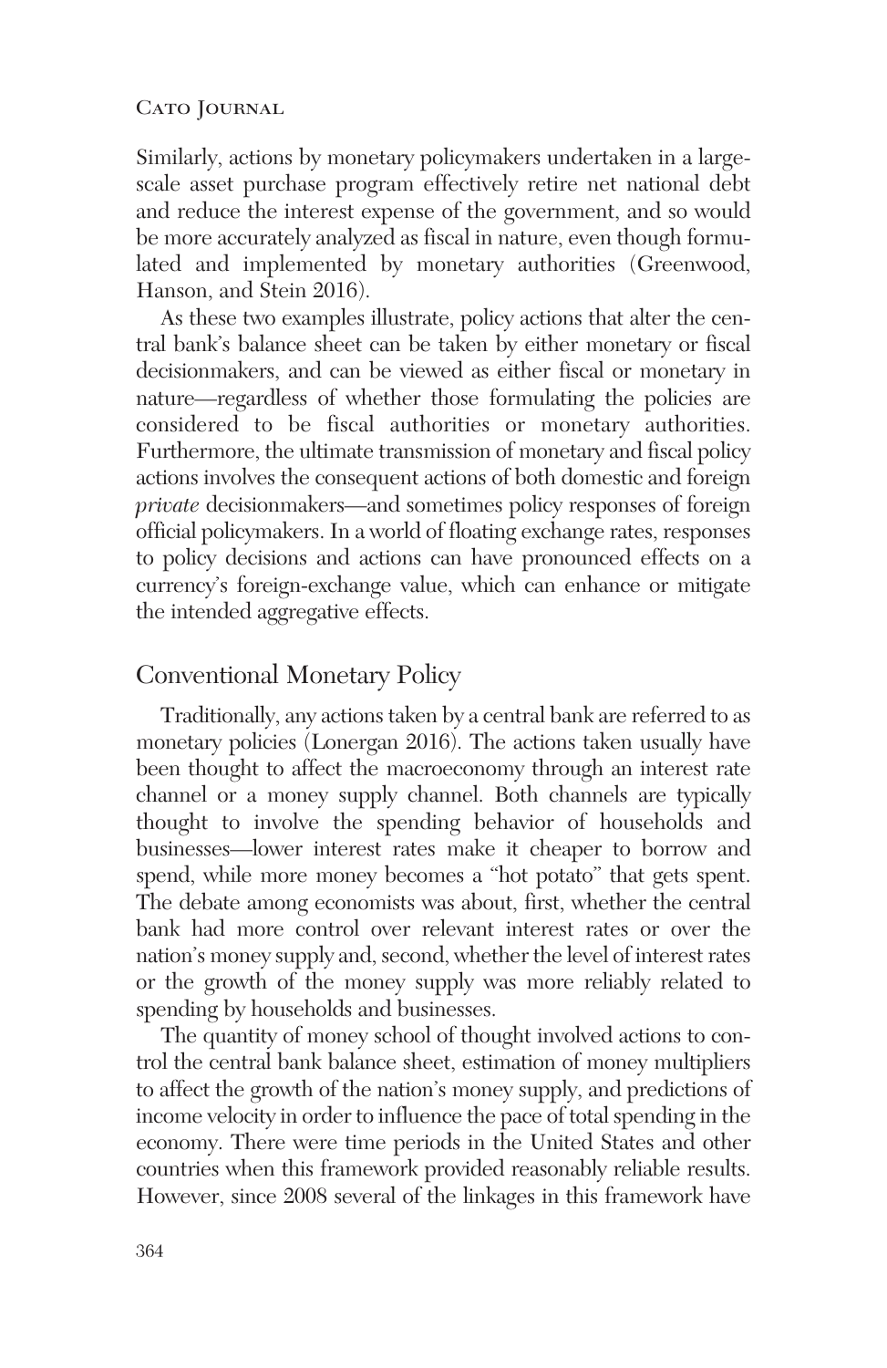Similarly, actions by monetary policymakers undertaken in a large-scale asset purchase program effectively retire net national debt and reduce the interest expense of the government, and so would be more accurately analyzed as fiscal in nature, even though formulated and implemented by monetary authorities (Greenwood, Hanson, and Stein 2016).

As these two examples illustrate, policy actions that alter the central bank's balance sheet can be taken by either monetary or fiscal decisionmakers, and can be viewed as either fiscal or monetary in nature—regardless of whether those formulating the policies are considered to be fiscal authorities or monetary authorities. Furthermore, the ultimate transmission of monetary and fiscal policy actions involves the consequent actions of both domestic and foreign *private* decisionmakers—and sometimes policy responses of foreign official policymakers. In a world of floating exchange rates, responses to policy decisions and actions can have pronounced effects on a currency's foreign-exchange value, which can enhance or mitigate the intended aggregative effects.

## Conventional Monetary Policy

Traditionally, any actions taken by a central bank are referred to as monetary policies (Lonergan 2016). The actions taken usually have been thought to affect the macroeconomy through an interest rate channel or a money supply channel. Both channels are typically thought to involve the spending behavior of households and businesses—lower interest rates make it cheaper to borrow and spend, while more money becomes a "hot potato" that gets spent. The debate among economists was about, first, whether the central bank had more control over relevant interest rates or over the nation's money supply and, second, whether the level of interest rates or the growth of the money supply was more reliably related to spending by households and businesses.

The quantity of money school of thought involved actions to control the central bank balance sheet, estimation of money multipliers to affect the growth of the nation's money supply, and predictions of income velocity in order to influence the pace of total spending in the economy. There were time periods in the United States and other countries when this framework provided reasonably reliable results. However, since 2008 several of the linkages in this framework have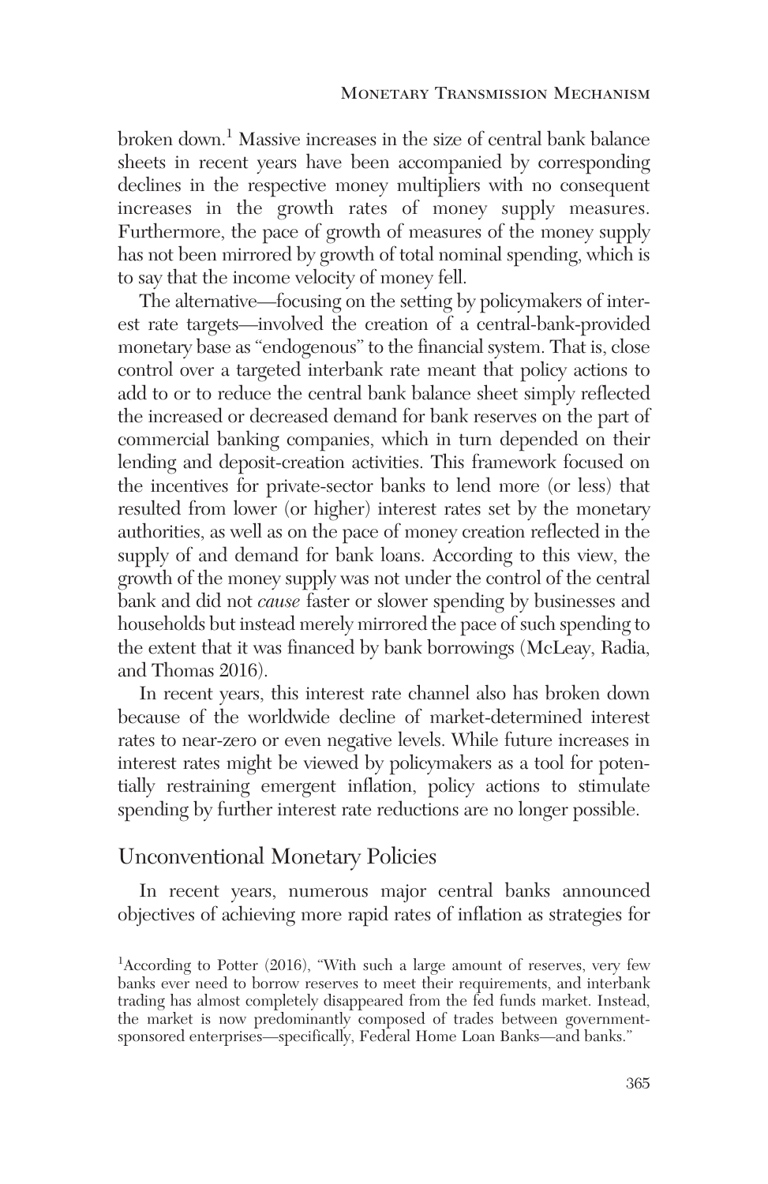broken down.[1] Massive increases in the size of central bank balance sheets in recent years have been accompanied by corresponding declines in the respective money multipliers with no consequent increases in the growth rates of money supply measures. Furthermore, the pace of growth of measures of the money supply has not been mirrored by growth of total nominal spending, which is to say that the income velocity of money fell.

The alternative—focusing on the setting by policymakers of interest rate targets—involved the creation of a central-bank-provided monetary base as "endogenous" to the financial system. That is, close control over a targeted interbank rate meant that policy actions to add to or to reduce the central bank balance sheet simply reflected the increased or decreased demand for bank reserves on the part of commercial banking companies, which in turn depended on their lending and deposit-creation activities. This framework focused on the incentives for private-sector banks to lend more (or less) that resulted from lower (or higher) interest rates set by the monetary authorities, as well as on the pace of money creation reflected in the supply of and demand for bank loans. According to this view, the growth of the money supply was not under the control of the central bank and did not *cause* faster or slower spending by businesses and households but instead merely mirrored the pace of such spending to the extent that it was financed by bank borrowings (McLeay, Radia, and Thomas 2016).

In recent years, this interest rate channel also has broken down because of the worldwide decline of market-determined interest rates to near-zero or even negative levels. While future increases in interest rates might be viewed by policymakers as a tool for potentially restraining emergent inflation, policy actions to stimulate spending by further interest rate reductions are no longer possible.

## Unconventional Monetary Policies

In recent years, numerous major central banks announced objectives of achieving more rapid rates of inflation as strategies for

[1] According to Potter (2016), "With such a large amount of reserves, very few banks ever need to borrow reserves to meet their requirements, and interbank trading has almost completely disappeared from the fed funds market. Instead, the market is now predominantly composed of trades between government-sponsored enterprises—specifically, Federal Home Loan Banks—and banks."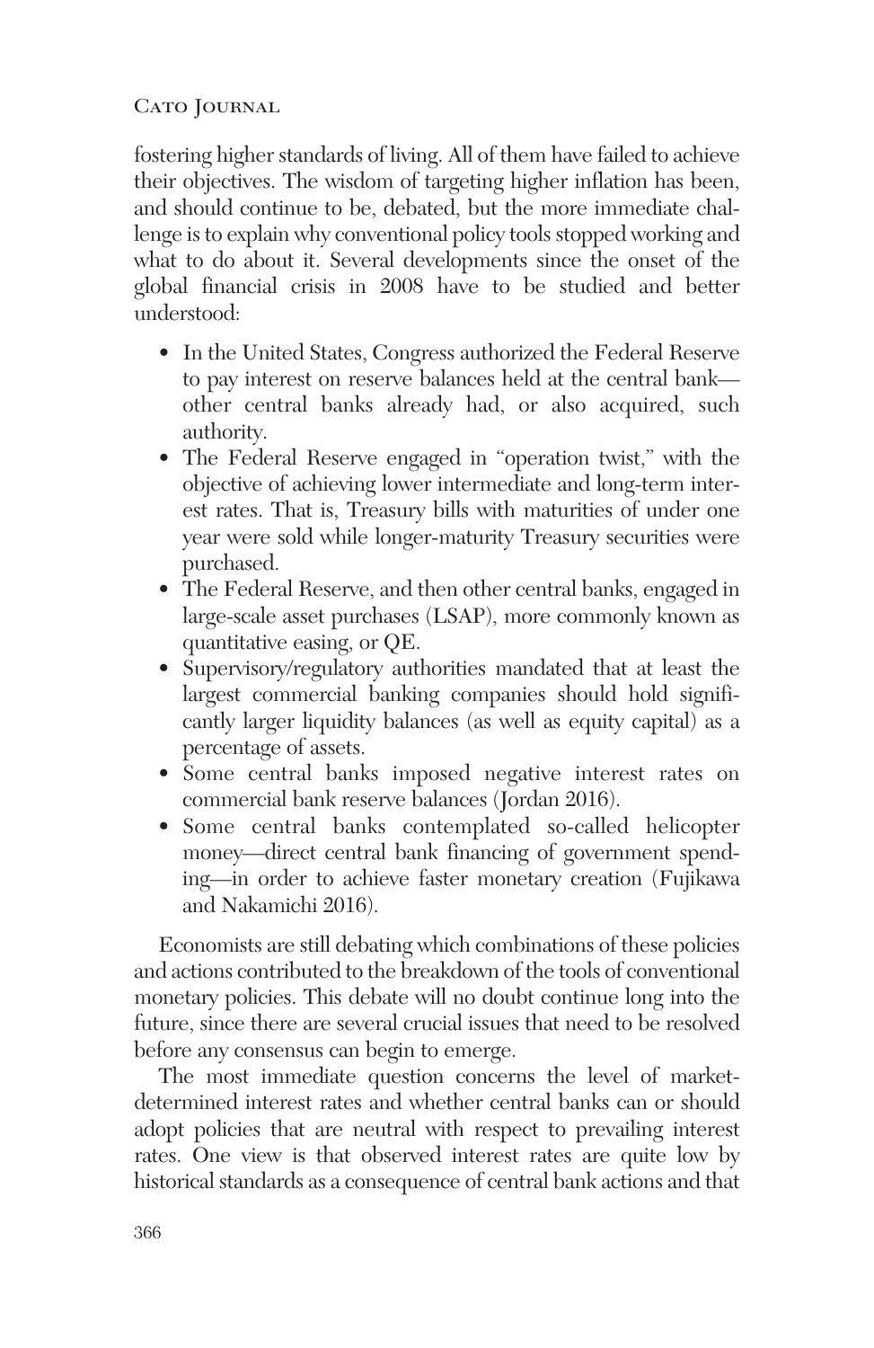fostering higher standards of living. All of them have failed to achieve their objectives. The wisdom of targeting higher inflation has been, and should continue to be, debated, but the more immediate challenge is to explain why conventional policy tools stopped working and what to do about it. Several developments since the onset of the global financial crisis in 2008 have to be studied and better understood:

- In the United States, Congress authorized the Federal Reserve to pay interest on reserve balances held at the central bank—other central banks already had, or also acquired, such authority.
- The Federal Reserve engaged in "operation twist," with the objective of achieving lower intermediate and long-term interest rates. That is, Treasury bills with maturities of under one year were sold while longer-maturity Treasury securities were purchased.
- The Federal Reserve, and then other central banks, engaged in large-scale asset purchases (LSAP), more commonly known as quantitative easing, or QE.
- Supervisory/regulatory authorities mandated that at least the largest commercial banking companies should hold significantly larger liquidity balances (as well as equity capital) as a percentage of assets.
- Some central banks imposed negative interest rates on commercial bank reserve balances (Jordan 2016).
- Some central banks contemplated so-called helicopter money—direct central bank financing of government spending—in order to achieve faster monetary creation (Fujikawa and Nakamichi 2016).

Economists are still debating which combinations of these policies and actions contributed to the breakdown of the tools of conventional monetary policies. This debate will no doubt continue long into the future, since there are several crucial issues that need to be resolved before any consensus can begin to emerge.

The most immediate question concerns the level of market-determined interest rates and whether central banks can or should adopt policies that are neutral with respect to prevailing interest rates. One view is that observed interest rates are quite low by historical standards as a consequence of central bank actions and that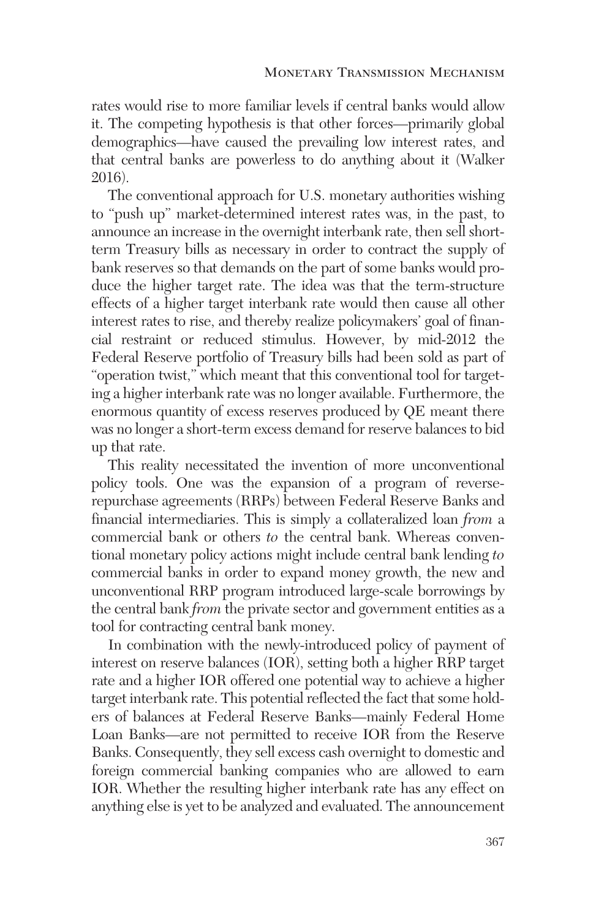rates would rise to more familiar levels if central banks would allow it. The competing hypothesis is that other forces—primarily global demographics—have caused the prevailing low interest rates, and that central banks are powerless to do anything about it (Walker 2016).

The conventional approach for U.S. monetary authorities wishing to "push up" market-determined interest rates was, in the past, to announce an increase in the overnight interbank rate, then sell short-term Treasury bills as necessary in order to contract the supply of bank reserves so that demands on the part of some banks would produce the higher target rate. The idea was that the term-structure effects of a higher target interbank rate would then cause all other interest rates to rise, and thereby realize policymakers' goal of financial restraint or reduced stimulus. However, by mid-2012 the Federal Reserve portfolio of Treasury bills had been sold as part of "operation twist," which meant that this conventional tool for targeting a higher interbank rate was no longer available. Furthermore, the enormous quantity of excess reserves produced by QE meant there was no longer a short-term excess demand for reserve balances to bid up that rate.

This reality necessitated the invention of more unconventional policy tools. One was the expansion of a program of reverse-repurchase agreements (RRPs) between Federal Reserve Banks and financial intermediaries. This is simply a collateralized loan *from* a commercial bank or others *to* the central bank. Whereas conventional monetary policy actions might include central bank lending *to* commercial banks in order to expand money growth, the new and unconventional RRP program introduced large-scale borrowings by the central bank *from* the private sector and government entities as a tool for contracting central bank money.

In combination with the newly-introduced policy of payment of interest on reserve balances (IOR), setting both a higher RRP target rate and a higher IOR offered one potential way to achieve a higher target interbank rate. This potential reflected the fact that some holders of balances at Federal Reserve Banks—mainly Federal Home Loan Banks—are not permitted to receive IOR from the Reserve Banks. Consequently, they sell excess cash overnight to domestic and foreign commercial banking companies who are allowed to earn IOR. Whether the resulting higher interbank rate has any effect on anything else is yet to be analyzed and evaluated. The announcement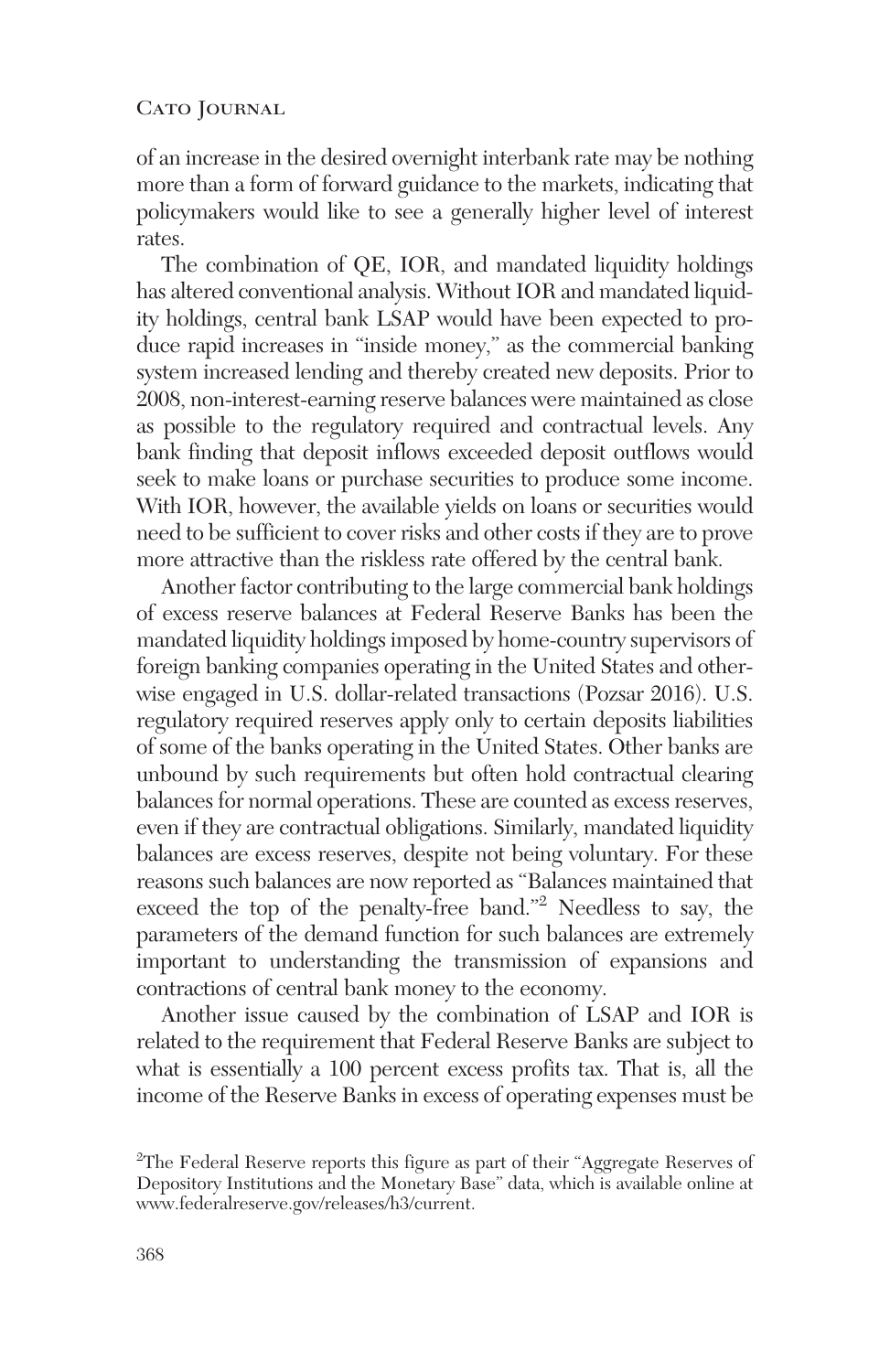of an increase in the desired overnight interbank rate may be nothing more than a form of forward guidance to the markets, indicating that policymakers would like to see a generally higher level of interest rates.

The combination of QE, IOR, and mandated liquidity holdings has altered conventional analysis. Without IOR and mandated liquidity holdings, central bank LSAP would have been expected to produce rapid increases in "inside money," as the commercial banking system increased lending and thereby created new deposits. Prior to 2008, non-interest-earning reserve balances were maintained as close as possible to the regulatory required and contractual levels. Any bank finding that deposit inflows exceeded deposit outflows would seek to make loans or purchase securities to produce some income. With IOR, however, the available yields on loans or securities would need to be sufficient to cover risks and other costs if they are to prove more attractive than the riskless rate offered by the central bank.

Another factor contributing to the large commercial bank holdings of excess reserve balances at Federal Reserve Banks has been the mandated liquidity holdings imposed by home-country supervisors of foreign banking companies operating in the United States and otherwise engaged in U.S. dollar-related transactions (Pozsar 2016). U.S. regulatory required reserves apply only to certain deposits liabilities of some of the banks operating in the United States. Other banks are unbound by such requirements but often hold contractual clearing balances for normal operations. These are counted as excess reserves, even if they are contractual obligations. Similarly, mandated liquidity balances are excess reserves, despite not being voluntary. For these reasons such balances are now reported as "Balances maintained that exceed the top of the penalty-free band."[2] Needless to say, the parameters of the demand function for such balances are extremely important to understanding the transmission of expansions and contractions of central bank money to the economy.

Another issue caused by the combination of LSAP and IOR is related to the requirement that Federal Reserve Banks are subject to what is essentially a 100 percent excess profits tax. That is, all the income of the Reserve Banks in excess of operating expenses must be

[2]The Federal Reserve reports this figure as part of their "Aggregate Reserves of Depository Institutions and the Monetary Base" data, which is available online at www.federalreserve.gov/releases/h3/current.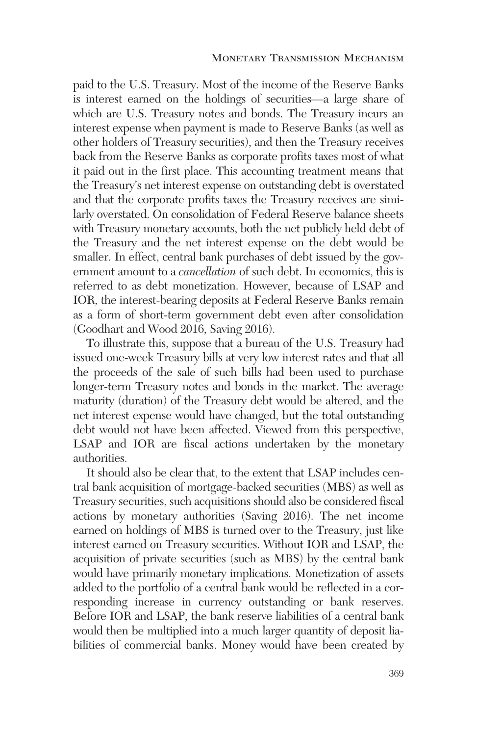paid to the U.S. Treasury. Most of the income of the Reserve Banks is interest earned on the holdings of securities—a large share of which are U.S. Treasury notes and bonds. The Treasury incurs an interest expense when payment is made to Reserve Banks (as well as other holders of Treasury securities), and then the Treasury receives back from the Reserve Banks as corporate profits taxes most of what it paid out in the first place. This accounting treatment means that the Treasury's net interest expense on outstanding debt is overstated and that the corporate profits taxes the Treasury receives are similarly overstated. On consolidation of Federal Reserve balance sheets with Treasury monetary accounts, both the net publicly held debt of the Treasury and the net interest expense on the debt would be smaller. In effect, central bank purchases of debt issued by the government amount to a *cancellation* of such debt. In economics, this is referred to as debt monetization. However, because of LSAP and IOR, the interest-bearing deposits at Federal Reserve Banks remain as a form of short-term government debt even after consolidation (Goodhart and Wood 2016, Saving 2016).

To illustrate this, suppose that a bureau of the U.S. Treasury had issued one-week Treasury bills at very low interest rates and that all the proceeds of the sale of such bills had been used to purchase longer-term Treasury notes and bonds in the market. The average maturity (duration) of the Treasury debt would be altered, and the net interest expense would have changed, but the total outstanding debt would not have been affected. Viewed from this perspective, LSAP and IOR are fiscal actions undertaken by the monetary authorities.

It should also be clear that, to the extent that LSAP includes central bank acquisition of mortgage-backed securities (MBS) as well as Treasury securities, such acquisitions should also be considered fiscal actions by monetary authorities (Saving 2016). The net income earned on holdings of MBS is turned over to the Treasury, just like interest earned on Treasury securities. Without IOR and LSAP, the acquisition of private securities (such as MBS) by the central bank would have primarily monetary implications. Monetization of assets added to the portfolio of a central bank would be reflected in a corresponding increase in currency outstanding or bank reserves. Before IOR and LSAP, the bank reserve liabilities of a central bank would then be multiplied into a much larger quantity of deposit liabilities of commercial banks. Money would have been created by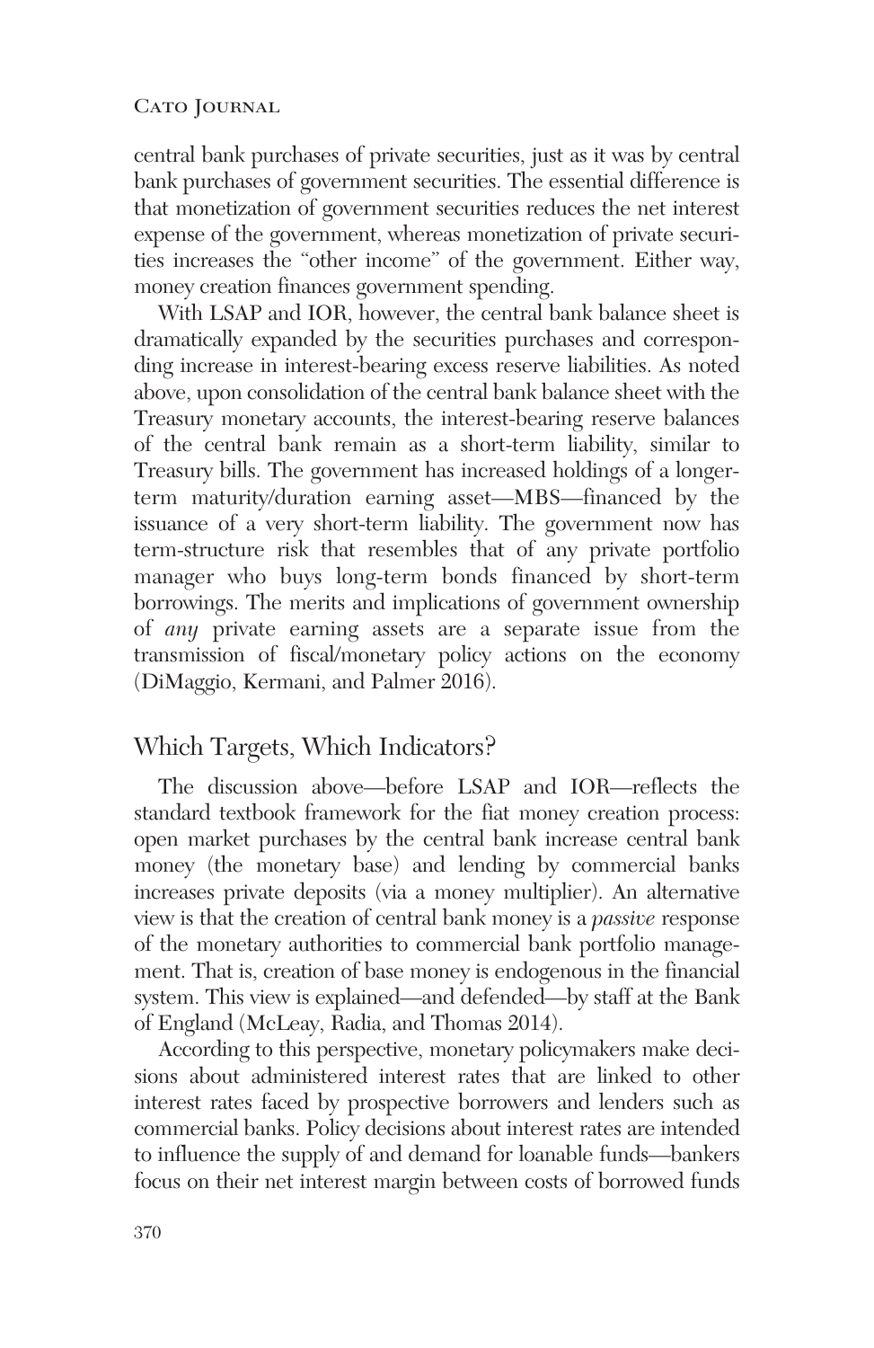central bank purchases of private securities, just as it was by central bank purchases of government securities. The essential difference is that monetization of government securities reduces the net interest expense of the government, whereas monetization of private securities increases the "other income" of the government. Either way, money creation finances government spending.

With LSAP and IOR, however, the central bank balance sheet is dramatically expanded by the securities purchases and corresponding increase in interest-bearing excess reserve liabilities. As noted above, upon consolidation of the central bank balance sheet with the Treasury monetary accounts, the interest-bearing reserve balances of the central bank remain as a short-term liability, similar to Treasury bills. The government has increased holdings of a longer-term maturity/duration earning asset—MBS—financed by the issuance of a very short-term liability. The government now has term-structure risk that resembles that of any private portfolio manager who buys long-term bonds financed by short-term borrowings. The merits and implications of government ownership of *any* private earning assets are a separate issue from the transmission of fiscal/monetary policy actions on the economy (DiMaggio, Kermani, and Palmer 2016).

## Which Targets, Which Indicators?

The discussion above—before LSAP and IOR—reflects the standard textbook framework for the fiat money creation process: open market purchases by the central bank increase central bank money (the monetary base) and lending by commercial banks increases private deposits (via a money multiplier). An alternative view is that the creation of central bank money is a *passive* response of the monetary authorities to commercial bank portfolio management. That is, creation of base money is endogenous in the financial system. This view is explained—and defended—by staff at the Bank of England (McLeay, Radia, and Thomas 2014).

According to this perspective, monetary policymakers make decisions about administered interest rates that are linked to other interest rates faced by prospective borrowers and lenders such as commercial banks. Policy decisions about interest rates are intended to influence the supply of and demand for loanable funds—bankers focus on their net interest margin between costs of borrowed funds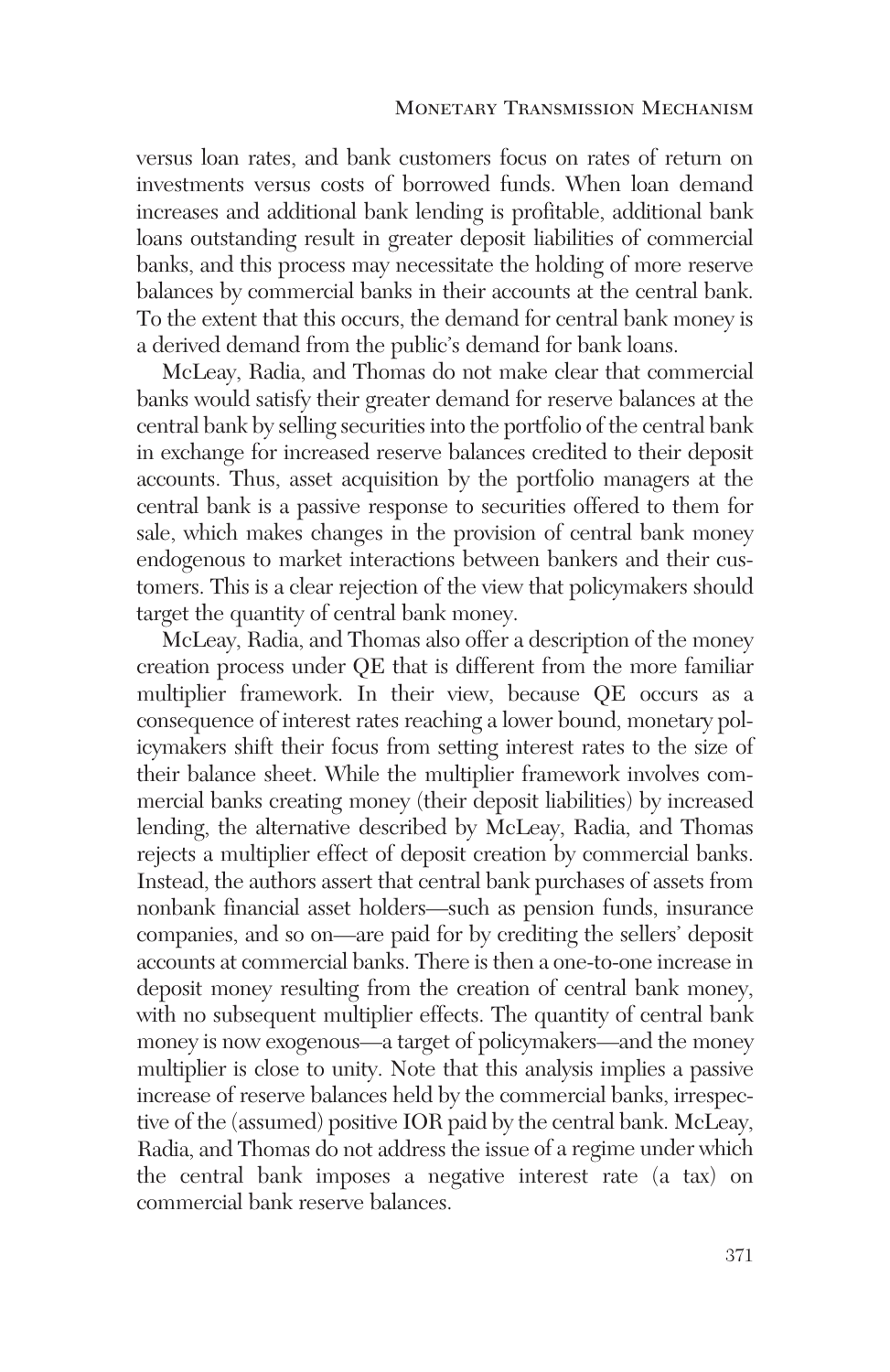versus loan rates, and bank customers focus on rates of return on investments versus costs of borrowed funds. When loan demand increases and additional bank lending is profitable, additional bank loans outstanding result in greater deposit liabilities of commercial banks, and this process may necessitate the holding of more reserve balances by commercial banks in their accounts at the central bank. To the extent that this occurs, the demand for central bank money is a derived demand from the public's demand for bank loans.

McLeay, Radia, and Thomas do not make clear that commercial banks would satisfy their greater demand for reserve balances at the central bank by selling securities into the portfolio of the central bank in exchange for increased reserve balances credited to their deposit accounts. Thus, asset acquisition by the portfolio managers at the central bank is a passive response to securities offered to them for sale, which makes changes in the provision of central bank money endogenous to market interactions between bankers and their customers. This is a clear rejection of the view that policymakers should target the quantity of central bank money.

McLeay, Radia, and Thomas also offer a description of the money creation process under QE that is different from the more familiar multiplier framework. In their view, because QE occurs as a consequence of interest rates reaching a lower bound, monetary policymakers shift their focus from setting interest rates to the size of their balance sheet. While the multiplier framework involves commercial banks creating money (their deposit liabilities) by increased lending, the alternative described by McLeay, Radia, and Thomas rejects a multiplier effect of deposit creation by commercial banks. Instead, the authors assert that central bank purchases of assets from nonbank financial asset holders—such as pension funds, insurance companies, and so on—are paid for by crediting the sellers' deposit accounts at commercial banks. There is then a one-to-one increase in deposit money resulting from the creation of central bank money, with no subsequent multiplier effects. The quantity of central bank money is now exogenous—a target of policymakers—and the money multiplier is close to unity. Note that this analysis implies a passive increase of reserve balances held by the commercial banks, irrespective of the (assumed) positive IOR paid by the central bank. McLeay, Radia, and Thomas do not address the issue of a regime under which the central bank imposes a negative interest rate (a tax) on commercial bank reserve balances.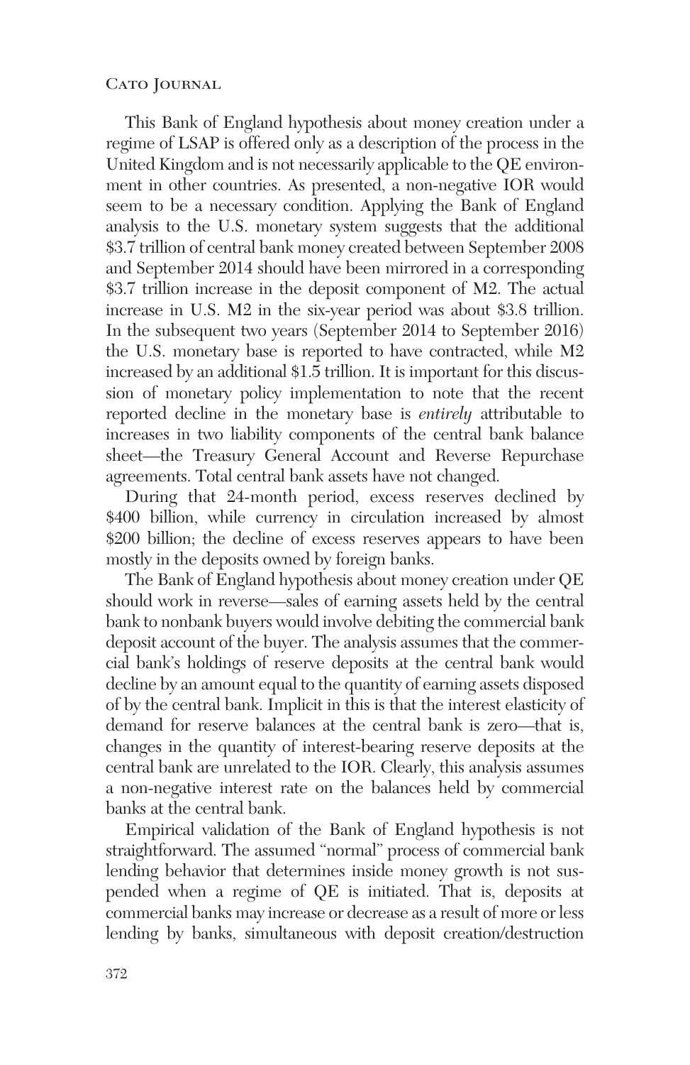This Bank of England hypothesis about money creation under a regime of LSAP is offered only as a description of the process in the United Kingdom and is not necessarily applicable to the QE environment in other countries. As presented, a non-negative IOR would seem to be a necessary condition. Applying the Bank of England analysis to the U.S. monetary system suggests that the additional $3.7 trillion of central bank money created between September 2008 and September 2014 should have been mirrored in a corresponding $3.7 trillion increase in the deposit component of M2. The actual increase in U.S. M2 in the six-year period was about $3.8 trillion. In the subsequent two years (September 2014 to September 2016) the U.S. monetary base is reported to have contracted, while M2 increased by an additional $1.5 trillion. It is important for this discussion of monetary policy implementation to note that the recent reported decline in the monetary base is *entirely* attributable to increases in two liability components of the central bank balance sheet—the Treasury General Account and Reverse Repurchase agreements. Total central bank assets have not changed.

During that 24-month period, excess reserves declined by $400 billion, while currency in circulation increased by almost $200 billion; the decline of excess reserves appears to have been mostly in the deposits owned by foreign banks.

The Bank of England hypothesis about money creation under QE should work in reverse—sales of earning assets held by the central bank to nonbank buyers would involve debiting the commercial bank deposit account of the buyer. The analysis assumes that the commercial bank's holdings of reserve deposits at the central bank would decline by an amount equal to the quantity of earning assets disposed of by the central bank. Implicit in this is that the interest elasticity of demand for reserve balances at the central bank is zero—that is, changes in the quantity of interest-bearing reserve deposits at the central bank are unrelated to the IOR. Clearly, this analysis assumes a non-negative interest rate on the balances held by commercial banks at the central bank.

Empirical validation of the Bank of England hypothesis is not straightforward. The assumed "normal" process of commercial bank lending behavior that determines inside money growth is not suspended when a regime of QE is initiated. That is, deposits at commercial banks may increase or decrease as a result of more or less lending by banks, simultaneous with deposit creation/destruction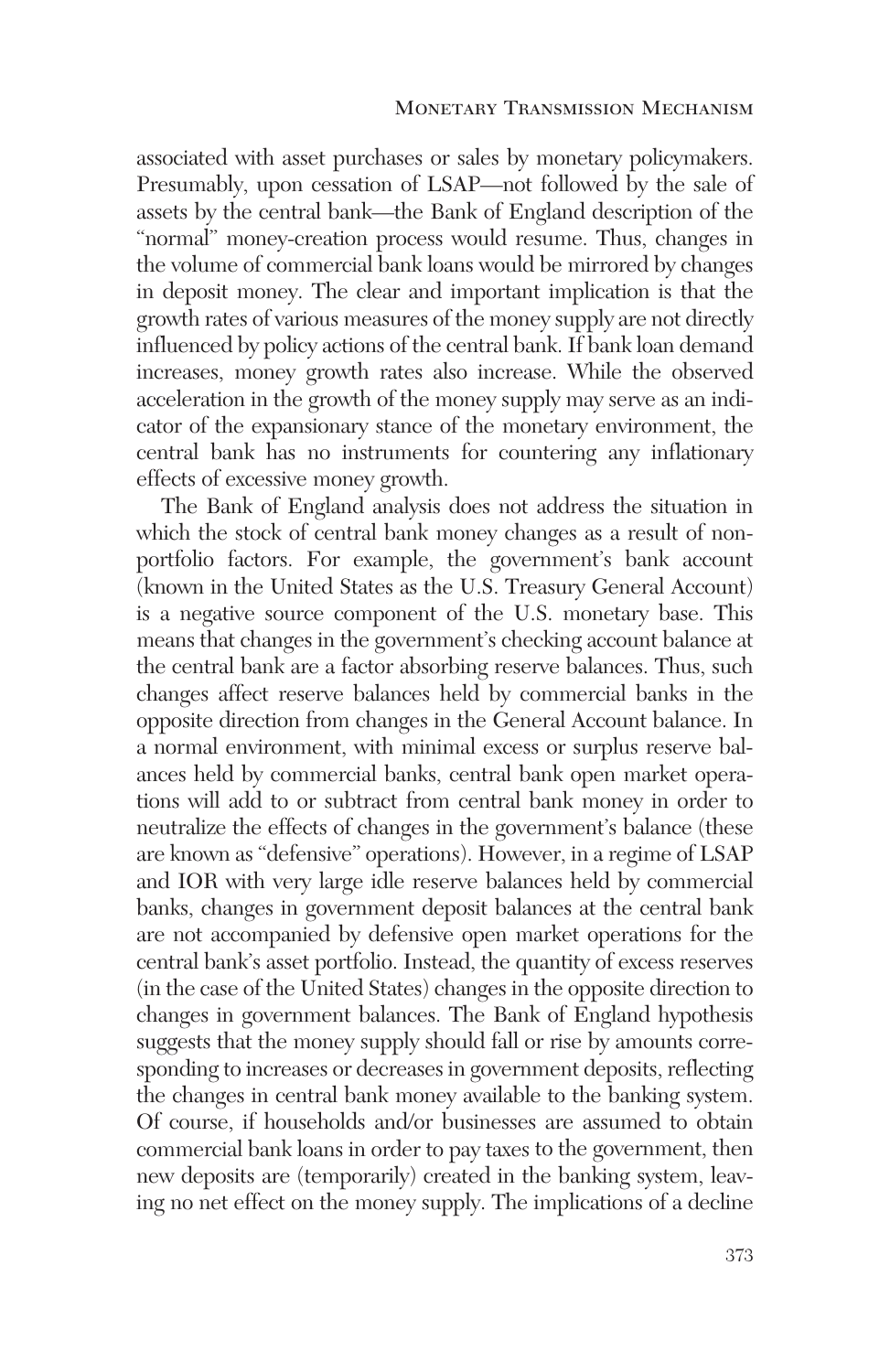associated with asset purchases or sales by monetary policymakers. Presumably, upon cessation of LSAP—not followed by the sale of assets by the central bank—the Bank of England description of the "normal" money-creation process would resume. Thus, changes in the volume of commercial bank loans would be mirrored by changes in deposit money. The clear and important implication is that the growth rates of various measures of the money supply are not directly influenced by policy actions of the central bank. If bank loan demand increases, money growth rates also increase. While the observed acceleration in the growth of the money supply may serve as an indicator of the expansionary stance of the monetary environment, the central bank has no instruments for countering any inflationary effects of excessive money growth.

The Bank of England analysis does not address the situation in which the stock of central bank money changes as a result of nonportfolio factors. For example, the government's bank account (known in the United States as the U.S. Treasury General Account) is a negative source component of the U.S. monetary base. This means that changes in the government's checking account balance at the central bank are a factor absorbing reserve balances. Thus, such changes affect reserve balances held by commercial banks in the opposite direction from changes in the General Account balance. In a normal environment, with minimal excess or surplus reserve balances held by commercial banks, central bank open market operations will add to or subtract from central bank money in order to neutralize the effects of changes in the government's balance (these are known as "defensive" operations). However, in a regime of LSAP and IOR with very large idle reserve balances held by commercial banks, changes in government deposit balances at the central bank are not accompanied by defensive open market operations for the central bank's asset portfolio. Instead, the quantity of excess reserves (in the case of the United States) changes in the opposite direction to changes in government balances. The Bank of England hypothesis suggests that the money supply should fall or rise by amounts corresponding to increases or decreases in government deposits, reflecting the changes in central bank money available to the banking system. Of course, if households and/or businesses are assumed to obtain commercial bank loans in order to pay taxes to the government, then new deposits are (temporarily) created in the banking system, leaving no net effect on the money supply. The implications of a decline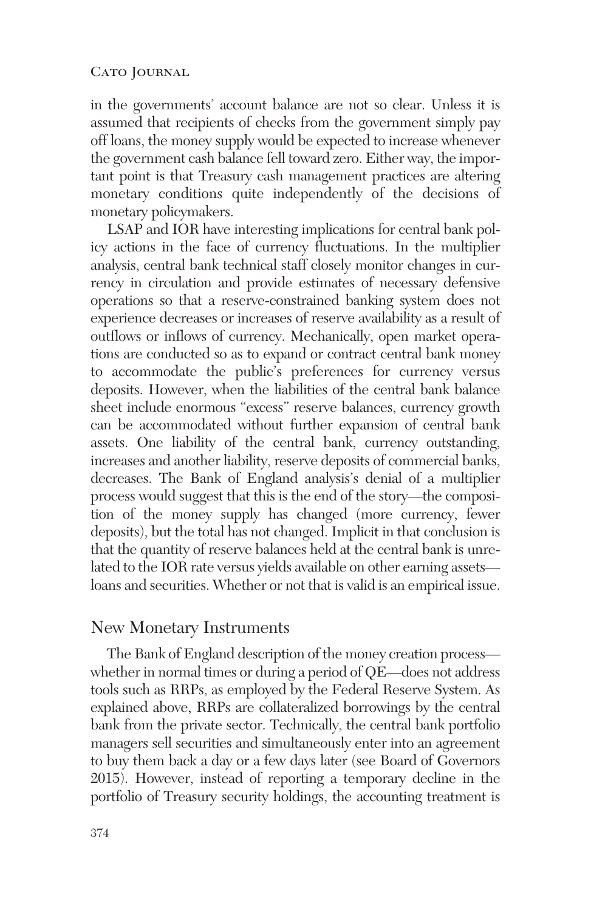in the governments' account balance are not so clear. Unless it is assumed that recipients of checks from the government simply pay off loans, the money supply would be expected to increase whenever the government cash balance fell toward zero. Either way, the important point is that Treasury cash management practices are altering monetary conditions quite independently of the decisions of monetary policymakers.

LSAP and IOR have interesting implications for central bank policy actions in the face of currency fluctuations. In the multiplier analysis, central bank technical staff closely monitor changes in currency in circulation and provide estimates of necessary defensive operations so that a reserve-constrained banking system does not experience decreases or increases of reserve availability as a result of outflows or inflows of currency. Mechanically, open market operations are conducted so as to expand or contract central bank money to accommodate the public's preferences for currency versus deposits. However, when the liabilities of the central bank balance sheet include enormous "excess" reserve balances, currency growth can be accommodated without further expansion of central bank assets. One liability of the central bank, currency outstanding, increases and another liability, reserve deposits of commercial banks, decreases. The Bank of England analysis's denial of a multiplier process would suggest that this is the end of the story—the composition of the money supply has changed (more currency, fewer deposits), but the total has not changed. Implicit in that conclusion is that the quantity of reserve balances held at the central bank is unrelated to the IOR rate versus yields available on other earning assets—loans and securities. Whether or not that is valid is an empirical issue.

## New Monetary Instruments

The Bank of England description of the money creation process—whether in normal times or during a period of QE—does not address tools such as RRPs, as employed by the Federal Reserve System. As explained above, RRPs are collateralized borrowings by the central bank from the private sector. Technically, the central bank portfolio managers sell securities and simultaneously enter into an agreement to buy them back a day or a few days later (see Board of Governors 2015). However, instead of reporting a temporary decline in the portfolio of Treasury security holdings, the accounting treatment is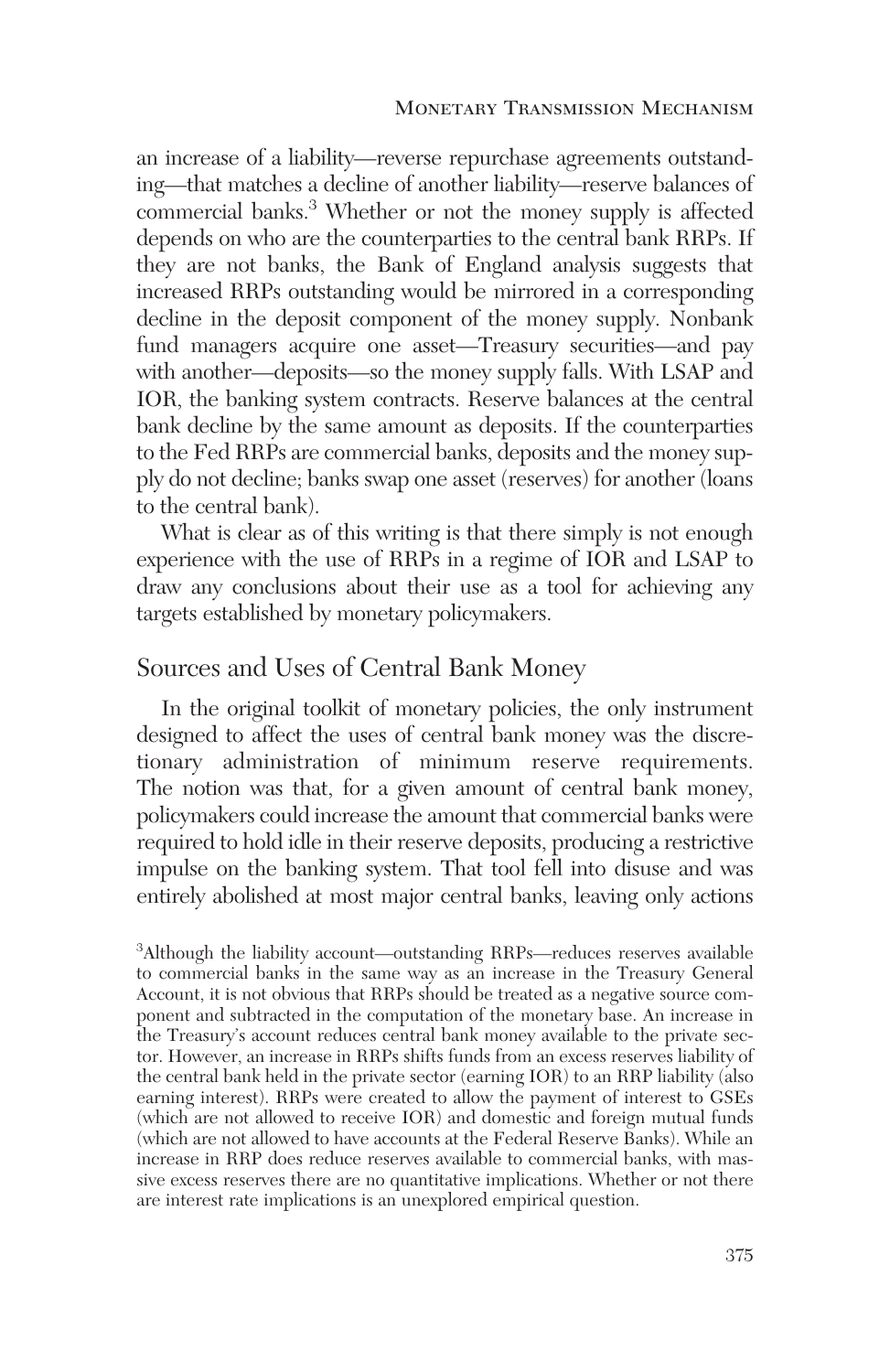an increase of a liability—reverse repurchase agreements outstanding—that matches a decline of another liability—reserve balances of commercial banks.[3] Whether or not the money supply is affected depends on who are the counterparties to the central bank RRPs. If they are not banks, the Bank of England analysis suggests that increased RRPs outstanding would be mirrored in a corresponding decline in the deposit component of the money supply. Nonbank fund managers acquire one asset—Treasury securities—and pay with another—deposits—so the money supply falls. With LSAP and IOR, the banking system contracts. Reserve balances at the central bank decline by the same amount as deposits. If the counterparties to the Fed RRPs are commercial banks, deposits and the money supply do not decline; banks swap one asset (reserves) for another (loans to the central bank).

What is clear as of this writing is that there simply is not enough experience with the use of RRPs in a regime of IOR and LSAP to draw any conclusions about their use as a tool for achieving any targets established by monetary policymakers.

## Sources and Uses of Central Bank Money

In the original toolkit of monetary policies, the only instrument designed to affect the uses of central bank money was the discretionary administration of minimum reserve requirements. The notion was that, for a given amount of central bank money, policymakers could increase the amount that commercial banks were required to hold idle in their reserve deposits, producing a restrictive impulse on the banking system. That tool fell into disuse and was entirely abolished at most major central banks, leaving only actions

[3]Although the liability account—outstanding RRPs—reduces reserves available to commercial banks in the same way as an increase in the Treasury General Account, it is not obvious that RRPs should be treated as a negative source component and subtracted in the computation of the monetary base. An increase in the Treasury's account reduces central bank money available to the private sector. However, an increase in RRPs shifts funds from an excess reserves liability of the central bank held in the private sector (earning IOR) to an RRP liability (also earning interest). RRPs were created to allow the payment of interest to GSEs (which are not allowed to receive IOR) and domestic and foreign mutual funds (which are not allowed to have accounts at the Federal Reserve Banks). While an increase in RRP does reduce reserves available to commercial banks, with massive excess reserves there are no quantitative implications. Whether or not there are interest rate implications is an unexplored empirical question.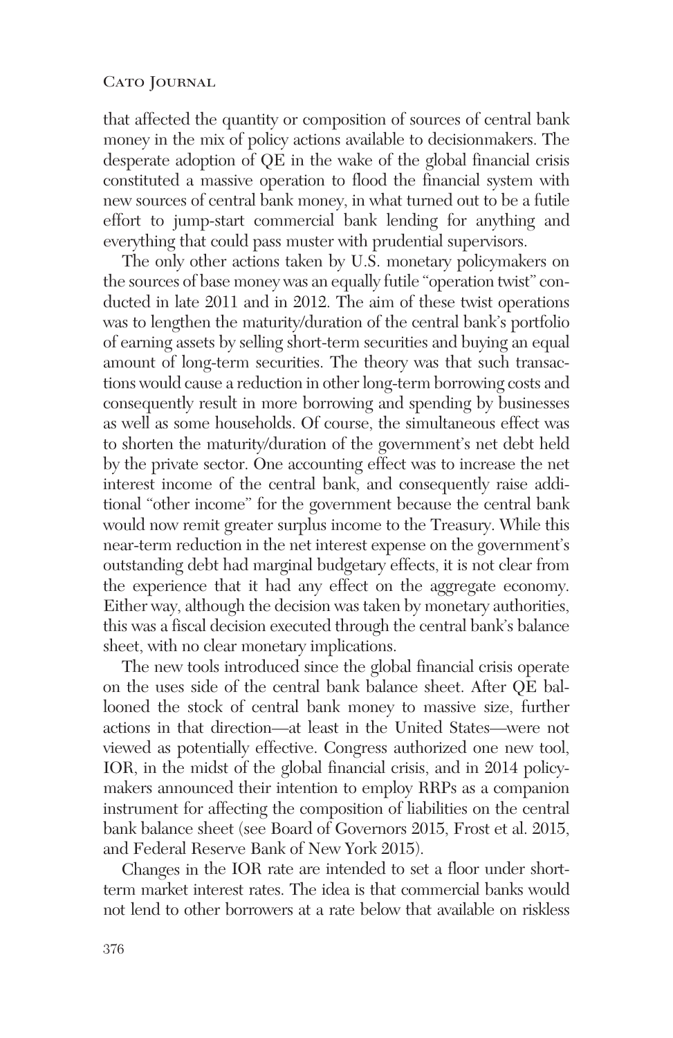that affected the quantity or composition of sources of central bank money in the mix of policy actions available to decisionmakers. The desperate adoption of QE in the wake of the global financial crisis constituted a massive operation to flood the financial system with new sources of central bank money, in what turned out to be a futile effort to jump-start commercial bank lending for anything and everything that could pass muster with prudential supervisors.

The only other actions taken by U.S. monetary policymakers on the sources of base money was an equally futile "operation twist" conducted in late 2011 and in 2012. The aim of these twist operations was to lengthen the maturity/duration of the central bank's portfolio of earning assets by selling short-term securities and buying an equal amount of long-term securities. The theory was that such transactions would cause a reduction in other long-term borrowing costs and consequently result in more borrowing and spending by businesses as well as some households. Of course, the simultaneous effect was to shorten the maturity/duration of the government's net debt held by the private sector. One accounting effect was to increase the net interest income of the central bank, and consequently raise additional "other income" for the government because the central bank would now remit greater surplus income to the Treasury. While this near-term reduction in the net interest expense on the government's outstanding debt had marginal budgetary effects, it is not clear from the experience that it had any effect on the aggregate economy. Either way, although the decision was taken by monetary authorities, this was a fiscal decision executed through the central bank's balance sheet, with no clear monetary implications.

The new tools introduced since the global financial crisis operate on the uses side of the central bank balance sheet. After QE ballooned the stock of central bank money to massive size, further actions in that direction—at least in the United States—were not viewed as potentially effective. Congress authorized one new tool, IOR, in the midst of the global financial crisis, and in 2014 policymakers announced their intention to employ RRPs as a companion instrument for affecting the composition of liabilities on the central bank balance sheet (see Board of Governors 2015, Frost et al. 2015, and Federal Reserve Bank of New York 2015).

Changes in the IOR rate are intended to set a floor under short-term market interest rates. The idea is that commercial banks would not lend to other borrowers at a rate below that available on riskless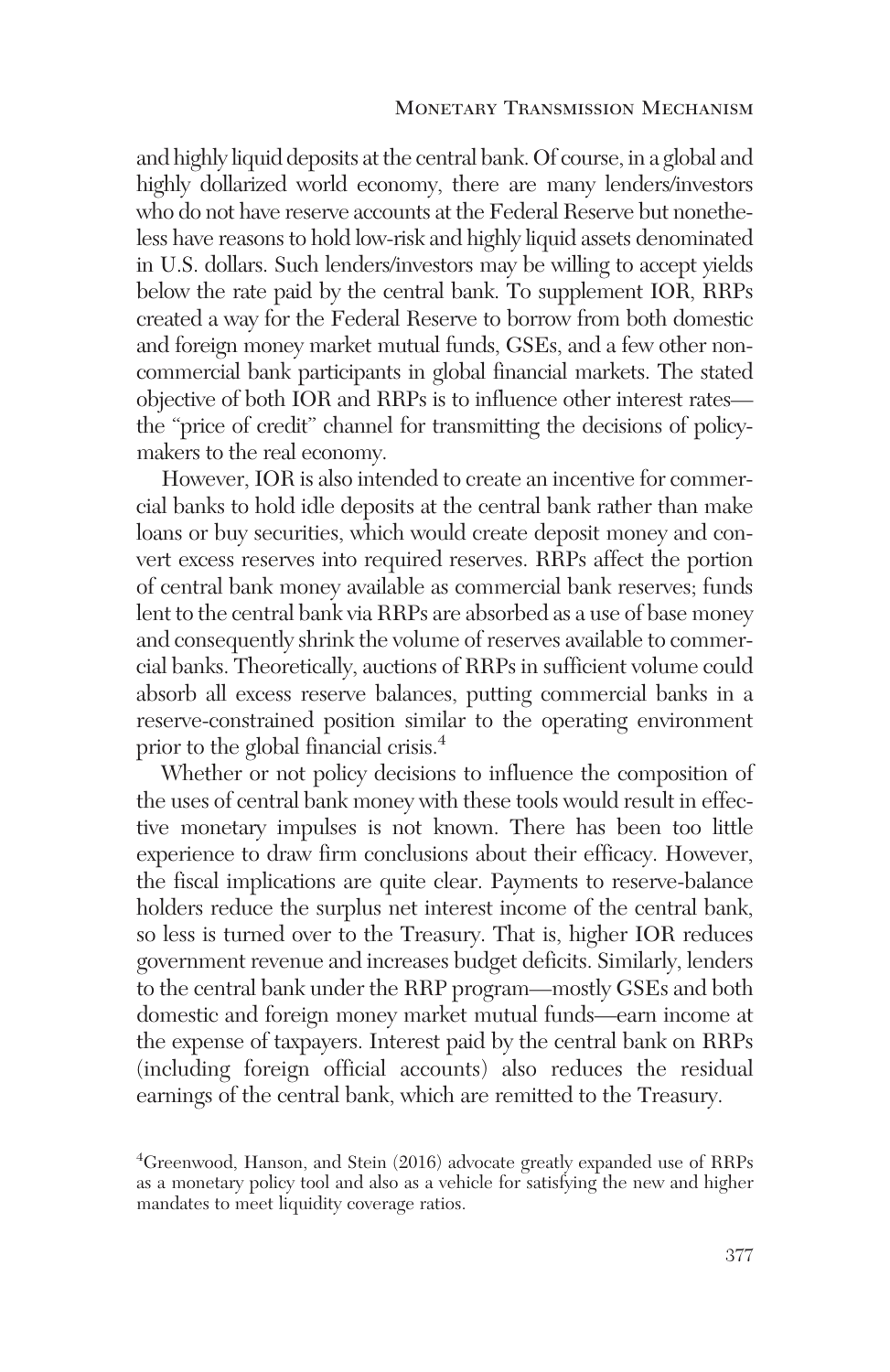and highly liquid deposits at the central bank. Of course, in a global and highly dollarized world economy, there are many lenders/investors who do not have reserve accounts at the Federal Reserve but nonetheless have reasons to hold low-risk and highly liquid assets denominated in U.S. dollars. Such lenders/investors may be willing to accept yields below the rate paid by the central bank. To supplement IOR, RRPs created a way for the Federal Reserve to borrow from both domestic and foreign money market mutual funds, GSEs, and a few other non-commercial bank participants in global financial markets. The stated objective of both IOR and RRPs is to influence other interest rates—the "price of credit" channel for transmitting the decisions of policymakers to the real economy.

However, IOR is also intended to create an incentive for commercial banks to hold idle deposits at the central bank rather than make loans or buy securities, which would create deposit money and convert excess reserves into required reserves. RRPs affect the portion of central bank money available as commercial bank reserves; funds lent to the central bank via RRPs are absorbed as a use of base money and consequently shrink the volume of reserves available to commercial banks. Theoretically, auctions of RRPs in sufficient volume could absorb all excess reserve balances, putting commercial banks in a reserve-constrained position similar to the operating environment prior to the global financial crisis.[4]

Whether or not policy decisions to influence the composition of the uses of central bank money with these tools would result in effective monetary impulses is not known. There has been too little experience to draw firm conclusions about their efficacy. However, the fiscal implications are quite clear. Payments to reserve-balance holders reduce the surplus net interest income of the central bank, so less is turned over to the Treasury. That is, higher IOR reduces government revenue and increases budget deficits. Similarly, lenders to the central bank under the RRP program—mostly GSEs and both domestic and foreign money market mutual funds—earn income at the expense of taxpayers. Interest paid by the central bank on RRPs (including foreign official accounts) also reduces the residual earnings of the central bank, which are remitted to the Treasury.

[4]Greenwood, Hanson, and Stein (2016) advocate greatly expanded use of RRPs as a monetary policy tool and also as a vehicle for satisfying the new and higher mandates to meet liquidity coverage ratios.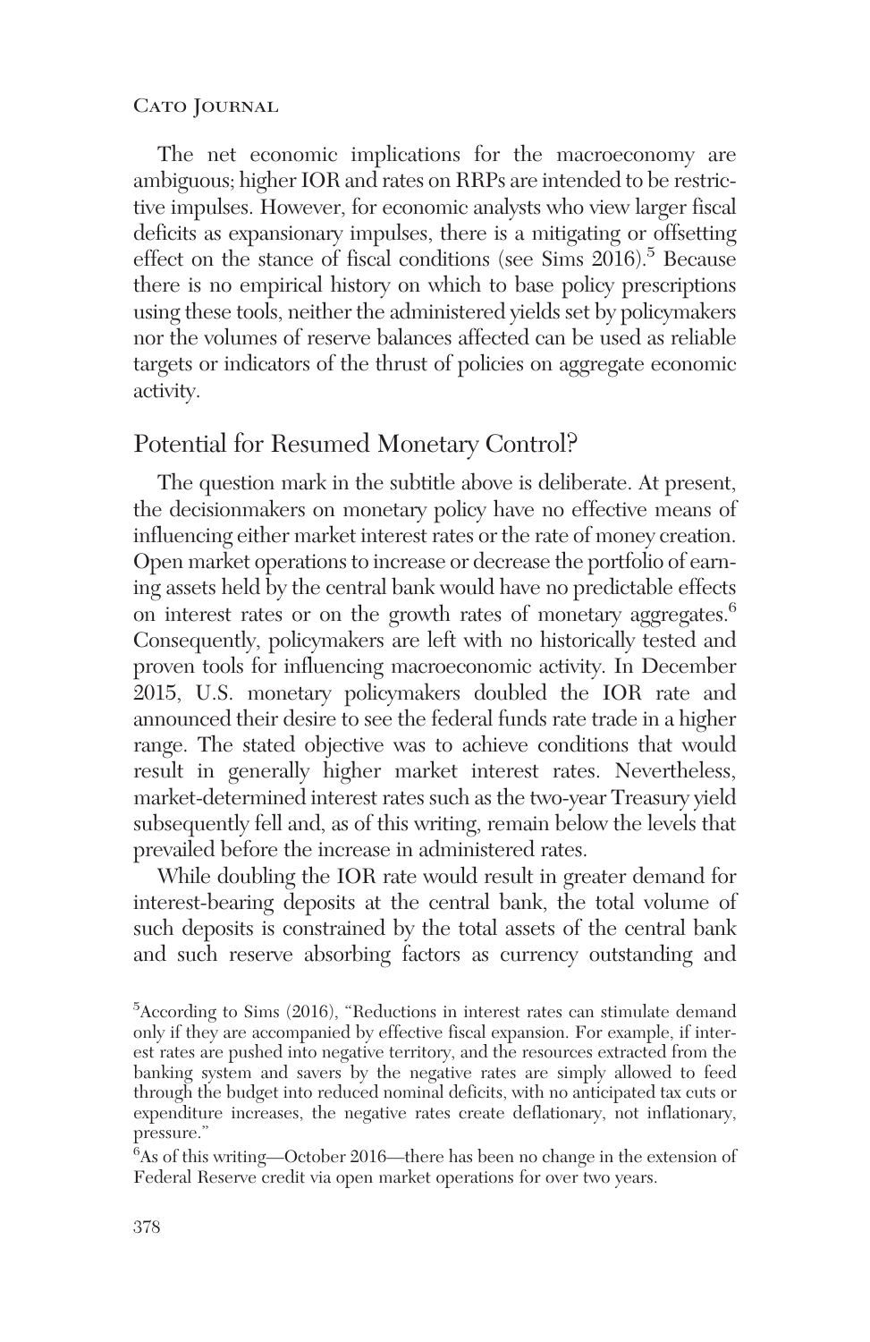The net economic implications for the macroeconomy are ambiguous; higher IOR and rates on RRPs are intended to be restrictive impulses. However, for economic analysts who view larger fiscal deficits as expansionary impulses, there is a mitigating or offsetting effect on the stance of fiscal conditions (see Sims 2016).[5] Because there is no empirical history on which to base policy prescriptions using these tools, neither the administered yields set by policymakers nor the volumes of reserve balances affected can be used as reliable targets or indicators of the thrust of policies on aggregate economic activity.

## Potential for Resumed Monetary Control?

The question mark in the subtitle above is deliberate. At present, the decisionmakers on monetary policy have no effective means of influencing either market interest rates or the rate of money creation. Open market operations to increase or decrease the portfolio of earning assets held by the central bank would have no predictable effects on interest rates or on the growth rates of monetary aggregates.[6] Consequently, policymakers are left with no historically tested and proven tools for influencing macroeconomic activity. In December 2015, U.S. monetary policymakers doubled the IOR rate and announced their desire to see the federal funds rate trade in a higher range. The stated objective was to achieve conditions that would result in generally higher market interest rates. Nevertheless, market-determined interest rates such as the two-year Treasury yield subsequently fell and, as of this writing, remain below the levels that prevailed before the increase in administered rates.

While doubling the IOR rate would result in greater demand for interest-bearing deposits at the central bank, the total volume of such deposits is constrained by the total assets of the central bank and such reserve absorbing factors as currency outstanding and

[5]According to Sims (2016), "Reductions in interest rates can stimulate demand only if they are accompanied by effective fiscal expansion. For example, if interest rates are pushed into negative territory, and the resources extracted from the banking system and savers by the negative rates are simply allowed to feed through the budget into reduced nominal deficits, with no anticipated tax cuts or expenditure increases, the negative rates create deflationary, not inflationary, pressure."

[6]As of this writing—October 2016—there has been no change in the extension of Federal Reserve credit via open market operations for over two years.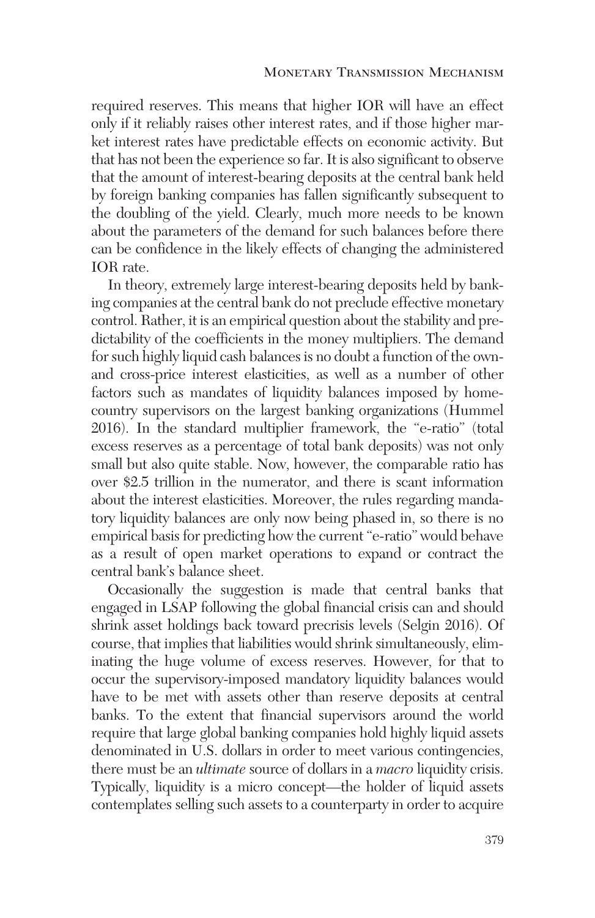required reserves. This means that higher IOR will have an effect only if it reliably raises other interest rates, and if those higher market interest rates have predictable effects on economic activity. But that has not been the experience so far. It is also significant to observe that the amount of interest-bearing deposits at the central bank held by foreign banking companies has fallen significantly subsequent to the doubling of the yield. Clearly, much more needs to be known about the parameters of the demand for such balances before there can be confidence in the likely effects of changing the administered IOR rate.

In theory, extremely large interest-bearing deposits held by banking companies at the central bank do not preclude effective monetary control. Rather, it is an empirical question about the stability and predictability of the coefficients in the money multipliers. The demand for such highly liquid cash balances is no doubt a function of the own- and cross-price interest elasticities, as well as a number of other factors such as mandates of liquidity balances imposed by home-country supervisors on the largest banking organizations (Hummel 2016). In the standard multiplier framework, the "e-ratio" (total excess reserves as a percentage of total bank deposits) was not only small but also quite stable. Now, however, the comparable ratio has over $2.5 trillion in the numerator, and there is scant information about the interest elasticities. Moreover, the rules regarding mandatory liquidity balances are only now being phased in, so there is no empirical basis for predicting how the current "e-ratio" would behave as a result of open market operations to expand or contract the central bank's balance sheet.

Occasionally the suggestion is made that central banks that engaged in LSAP following the global financial crisis can and should shrink asset holdings back toward precrisis levels (Selgin 2016). Of course, that implies that liabilities would shrink simultaneously, eliminating the huge volume of excess reserves. However, for that to occur the supervisory-imposed mandatory liquidity balances would have to be met with assets other than reserve deposits at central banks. To the extent that financial supervisors around the world require that large global banking companies hold highly liquid assets denominated in U.S. dollars in order to meet various contingencies, there must be an *ultimate* source of dollars in a *macro* liquidity crisis. Typically, liquidity is a micro concept—the holder of liquid assets contemplates selling such assets to a counterparty in order to acquire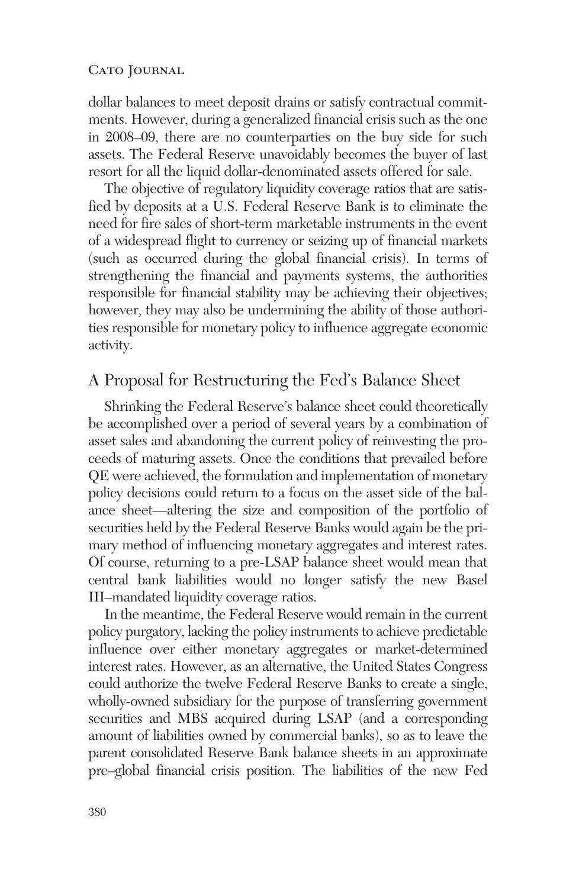dollar balances to meet deposit drains or satisfy contractual commitments. However, during a generalized financial crisis such as the one in 2008–09, there are no counterparties on the buy side for such assets. The Federal Reserve unavoidably becomes the buyer of last resort for all the liquid dollar-denominated assets offered for sale.

The objective of regulatory liquidity coverage ratios that are satisfied by deposits at a U.S. Federal Reserve Bank is to eliminate the need for fire sales of short-term marketable instruments in the event of a widespread flight to currency or seizing up of financial markets (such as occurred during the global financial crisis). In terms of strengthening the financial and payments systems, the authorities responsible for financial stability may be achieving their objectives; however, they may also be undermining the ability of those authorities responsible for monetary policy to influence aggregate economic activity.

## A Proposal for Restructuring the Fed's Balance Sheet

Shrinking the Federal Reserve's balance sheet could theoretically be accomplished over a period of several years by a combination of asset sales and abandoning the current policy of reinvesting the proceeds of maturing assets. Once the conditions that prevailed before QE were achieved, the formulation and implementation of monetary policy decisions could return to a focus on the asset side of the balance sheet—altering the size and composition of the portfolio of securities held by the Federal Reserve Banks would again be the primary method of influencing monetary aggregates and interest rates. Of course, returning to a pre-LSAP balance sheet would mean that central bank liabilities would no longer satisfy the new Basel III–mandated liquidity coverage ratios.

In the meantime, the Federal Reserve would remain in the current policy purgatory, lacking the policy instruments to achieve predictable influence over either monetary aggregates or market-determined interest rates. However, as an alternative, the United States Congress could authorize the twelve Federal Reserve Banks to create a single, wholly-owned subsidiary for the purpose of transferring government securities and MBS acquired during LSAP (and a corresponding amount of liabilities owned by commercial banks), so as to leave the parent consolidated Reserve Bank balance sheets in an approximate pre–global financial crisis position. The liabilities of the new Fed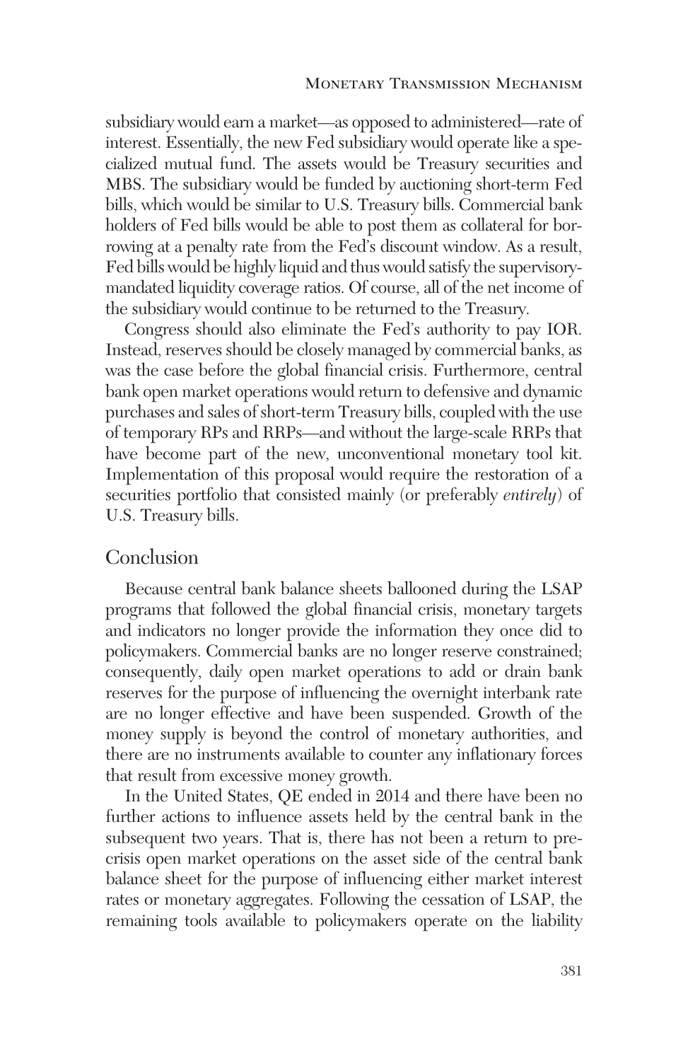subsidiary would earn a market—as opposed to administered—rate of interest. Essentially, the new Fed subsidiary would operate like a specialized mutual fund. The assets would be Treasury securities and MBS. The subsidiary would be funded by auctioning short-term Fed bills, which would be similar to U.S. Treasury bills. Commercial bank holders of Fed bills would be able to post them as collateral for borrowing at a penalty rate from the Fed's discount window. As a result, Fed bills would be highly liquid and thus would satisfy the supervisory-mandated liquidity coverage ratios. Of course, all of the net income of the subsidiary would continue to be returned to the Treasury.

Congress should also eliminate the Fed's authority to pay IOR. Instead, reserves should be closely managed by commercial banks, as was the case before the global financial crisis. Furthermore, central bank open market operations would return to defensive and dynamic purchases and sales of short-term Treasury bills, coupled with the use of temporary RPs and RRPs—and without the large-scale RRPs that have become part of the new, unconventional monetary tool kit. Implementation of this proposal would require the restoration of a securities portfolio that consisted mainly (or preferably *entirely*) of U.S. Treasury bills.

## Conclusion

Because central bank balance sheets ballooned during the LSAP programs that followed the global financial crisis, monetary targets and indicators no longer provide the information they once did to policymakers. Commercial banks are no longer reserve constrained; consequently, daily open market operations to add or drain bank reserves for the purpose of influencing the overnight interbank rate are no longer effective and have been suspended. Growth of the money supply is beyond the control of monetary authorities, and there are no instruments available to counter any inflationary forces that result from excessive money growth.

In the United States, QE ended in 2014 and there have been no further actions to influence assets held by the central bank in the subsequent two years. That is, there has not been a return to pre-crisis open market operations on the asset side of the central bank balance sheet for the purpose of influencing either market interest rates or monetary aggregates. Following the cessation of LSAP, the remaining tools available to policymakers operate on the liability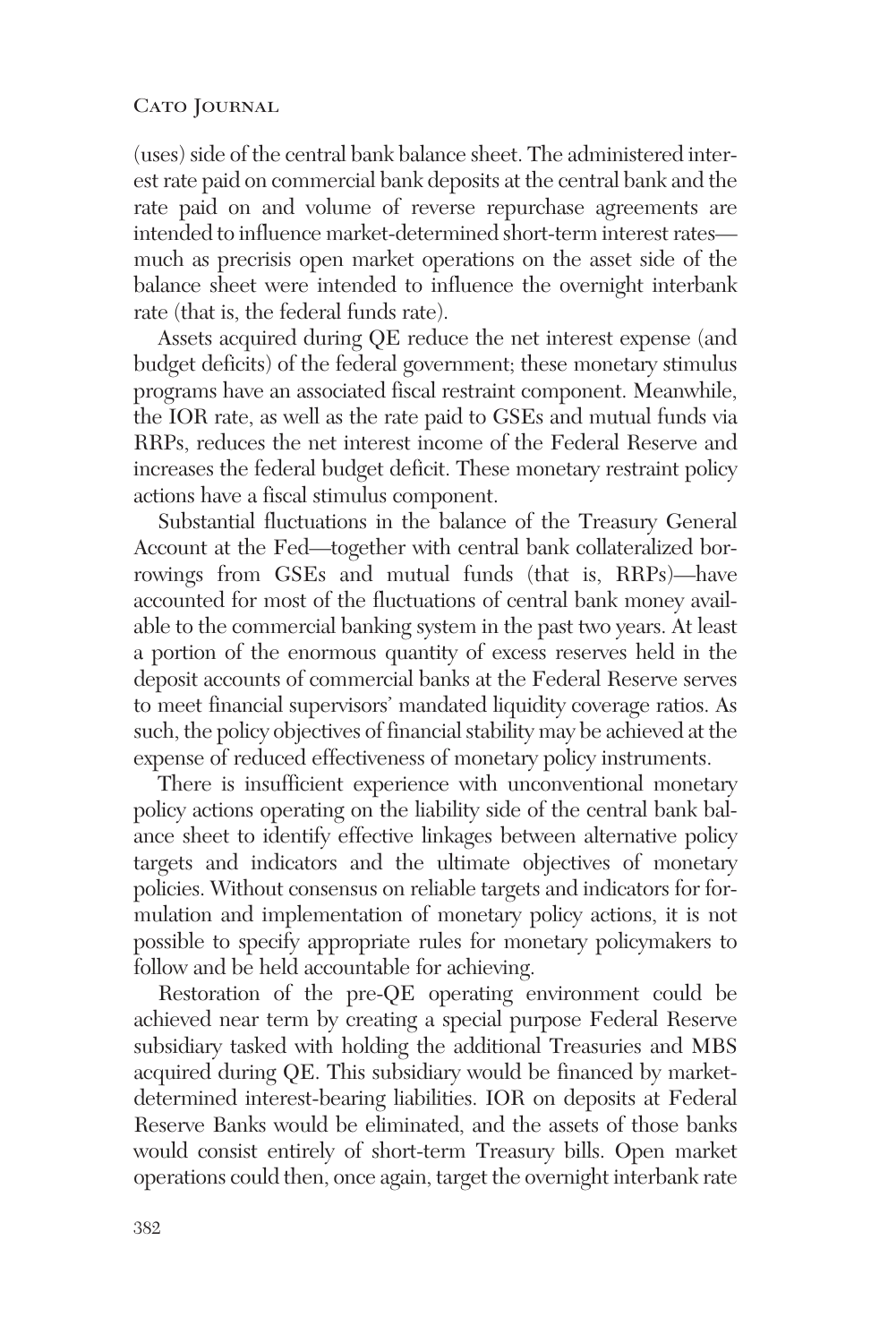(uses) side of the central bank balance sheet. The administered interest rate paid on commercial bank deposits at the central bank and the rate paid on and volume of reverse repurchase agreements are intended to influence market-determined short-term interest rates—much as precrisis open market operations on the asset side of the balance sheet were intended to influence the overnight interbank rate (that is, the federal funds rate).

Assets acquired during QE reduce the net interest expense (and budget deficits) of the federal government; these monetary stimulus programs have an associated fiscal restraint component. Meanwhile, the IOR rate, as well as the rate paid to GSEs and mutual funds via RRPs, reduces the net interest income of the Federal Reserve and increases the federal budget deficit. These monetary restraint policy actions have a fiscal stimulus component.

Substantial fluctuations in the balance of the Treasury General Account at the Fed—together with central bank collateralized borrowings from GSEs and mutual funds (that is, RRPs)—have accounted for most of the fluctuations of central bank money available to the commercial banking system in the past two years. At least a portion of the enormous quantity of excess reserves held in the deposit accounts of commercial banks at the Federal Reserve serves to meet financial supervisors' mandated liquidity coverage ratios. As such, the policy objectives of financial stability may be achieved at the expense of reduced effectiveness of monetary policy instruments.

There is insufficient experience with unconventional monetary policy actions operating on the liability side of the central bank balance sheet to identify effective linkages between alternative policy targets and indicators and the ultimate objectives of monetary policies. Without consensus on reliable targets and indicators for formulation and implementation of monetary policy actions, it is not possible to specify appropriate rules for monetary policymakers to follow and be held accountable for achieving.

Restoration of the pre-QE operating environment could be achieved near term by creating a special purpose Federal Reserve subsidiary tasked with holding the additional Treasuries and MBS acquired during QE. This subsidiary would be financed by market-determined interest-bearing liabilities. IOR on deposits at Federal Reserve Banks would be eliminated, and the assets of those banks would consist entirely of short-term Treasury bills. Open market operations could then, once again, target the overnight interbank rate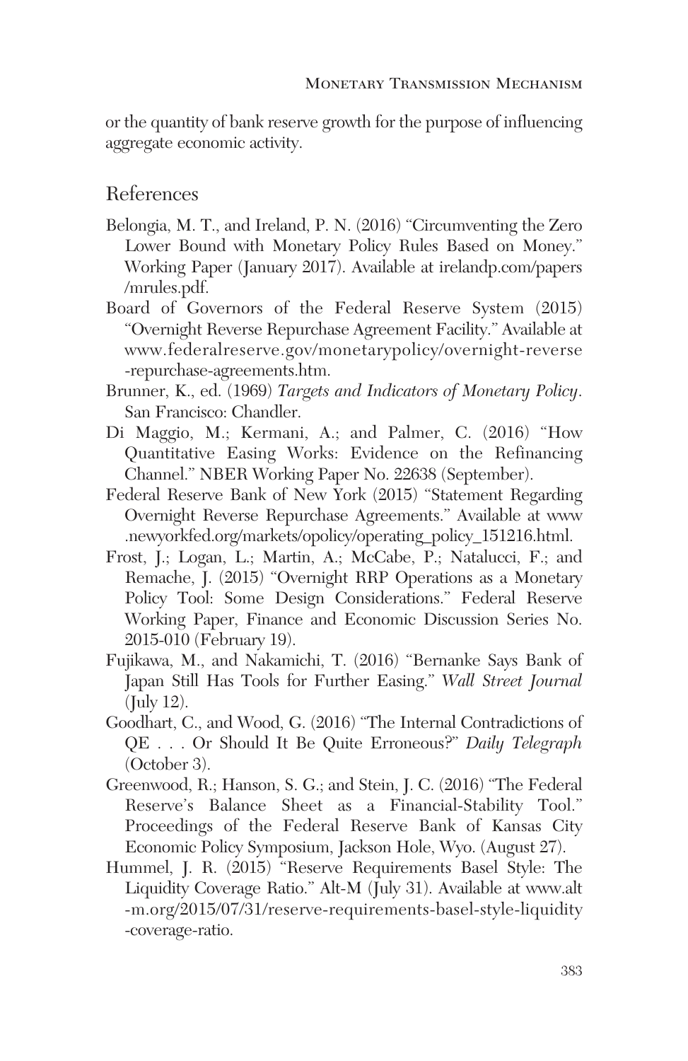or the quantity of bank reserve growth for the purpose of influencing aggregate economic activity.

## References

Belongia, M. T., and Ireland, P. N. (2016) "Circumventing the Zero Lower Bound with Monetary Policy Rules Based on Money." Working Paper (January 2017). Available at irelandp.com/papers/mrules.pdf.

Board of Governors of the Federal Reserve System (2015) "Overnight Reverse Repurchase Agreement Facility." Available at www.federalreserve.gov/monetarypolicy/overnight-reverse-repurchase-agreements.htm.

Brunner, K., ed. (1969) *Targets and Indicators of Monetary Policy*. San Francisco: Chandler.

Di Maggio, M.; Kermani, A.; and Palmer, C. (2016) "How Quantitative Easing Works: Evidence on the Refinancing Channel." NBER Working Paper No. 22638 (September).

Federal Reserve Bank of New York (2015) "Statement Regarding Overnight Reverse Repurchase Agreements." Available at www.newyorkfed.org/markets/opolicy/operating_policy_151216.html.

Frost, J.; Logan, L.; Martin, A.; McCabe, P.; Natalucci, F.; and Remache, J. (2015) "Overnight RRP Operations as a Monetary Policy Tool: Some Design Considerations." Federal Reserve Working Paper, Finance and Economic Discussion Series No. 2015-010 (February 19).

Fujikawa, M., and Nakamichi, T. (2016) "Bernanke Says Bank of Japan Still Has Tools for Further Easing." *Wall Street Journal* (July 12).

Goodhart, C., and Wood, G. (2016) "The Internal Contradictions of QE . . . Or Should It Be Quite Erroneous?" *Daily Telegraph* (October 3).

Greenwood, R.; Hanson, S. G.; and Stein, J. C. (2016) "The Federal Reserve's Balance Sheet as a Financial-Stability Tool." Proceedings of the Federal Reserve Bank of Kansas City Economic Policy Symposium, Jackson Hole, Wyo. (August 27).

Hummel, J. R. (2015) "Reserve Requirements Basel Style: The Liquidity Coverage Ratio." Alt-M (July 31). Available at www.alt-m.org/2015/07/31/reserve-requirements-basel-style-liquidity-coverage-ratio.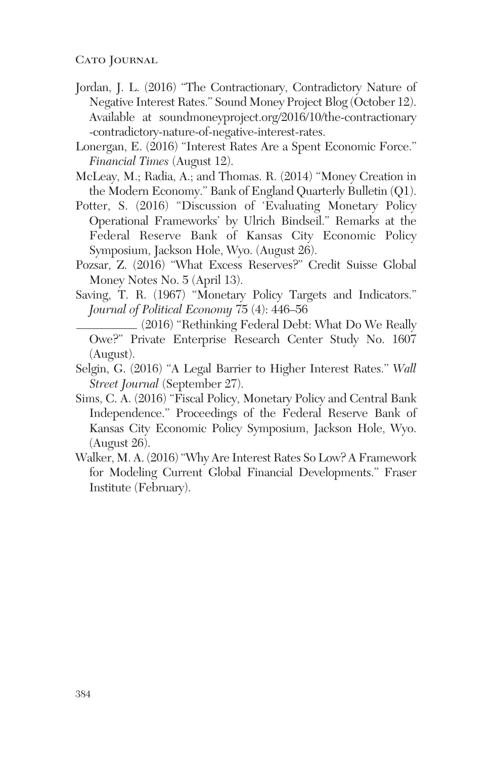Jordan, J. L. (2016) "The Contractionary, Contradictory Nature of Negative Interest Rates." Sound Money Project Blog (October 12). Available at soundmoneyproject.org/2016/10/the-contractionary-contradictory-nature-of-negative-interest-rates.

Lonergan, E. (2016) "Interest Rates Are a Spent Economic Force." *Financial Times* (August 12).

McLeay, M.; Radia, A.; and Thomas. R. (2014) "Money Creation in the Modern Economy." Bank of England Quarterly Bulletin (Q1).

Potter, S. (2016) "Discussion of 'Evaluating Monetary Policy Operational Frameworks' by Ulrich Bindseil." Remarks at the Federal Reserve Bank of Kansas City Economic Policy Symposium, Jackson Hole, Wyo. (August 26).

Pozsar, Z. (2016) "What Excess Reserves?" Credit Suisse Global Money Notes No. 5 (April 13).

Saving, T. R. (1967) "Monetary Policy Targets and Indicators." *Journal of Political Economy* 75 (4): 446–56

__________ (2016) "Rethinking Federal Debt: What Do We Really Owe?" Private Enterprise Research Center Study No. 1607 (August).

Selgin, G. (2016) "A Legal Barrier to Higher Interest Rates." *Wall Street Journal* (September 27).

Sims, C. A. (2016) "Fiscal Policy, Monetary Policy and Central Bank Independence." Proceedings of the Federal Reserve Bank of Kansas City Economic Policy Symposium, Jackson Hole, Wyo. (August 26).

Walker, M. A. (2016) "Why Are Interest Rates So Low? A Framework for Modeling Current Global Financial Developments." Fraser Institute (February).